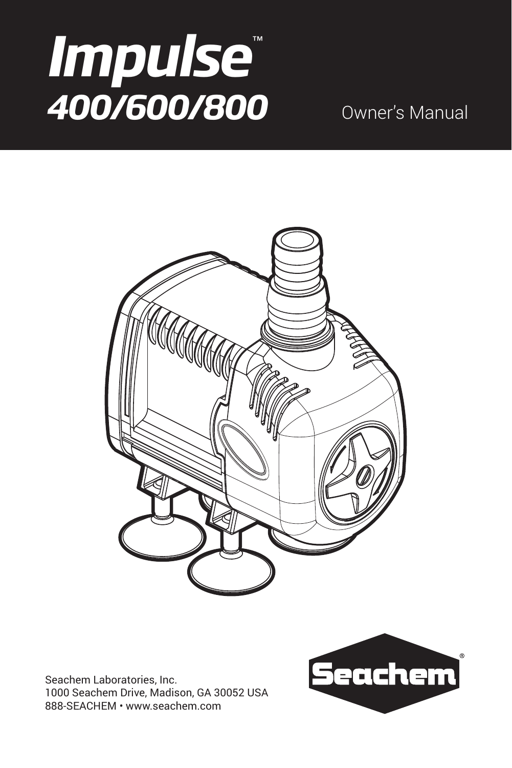# Impulse™

## 400/600/800

Owner's Manual

Seachem Laboratories, Inc.
1000 Seachem Drive, Madison, GA 30052 USA
888-SEACHEM • www.seachem.com

Seachem®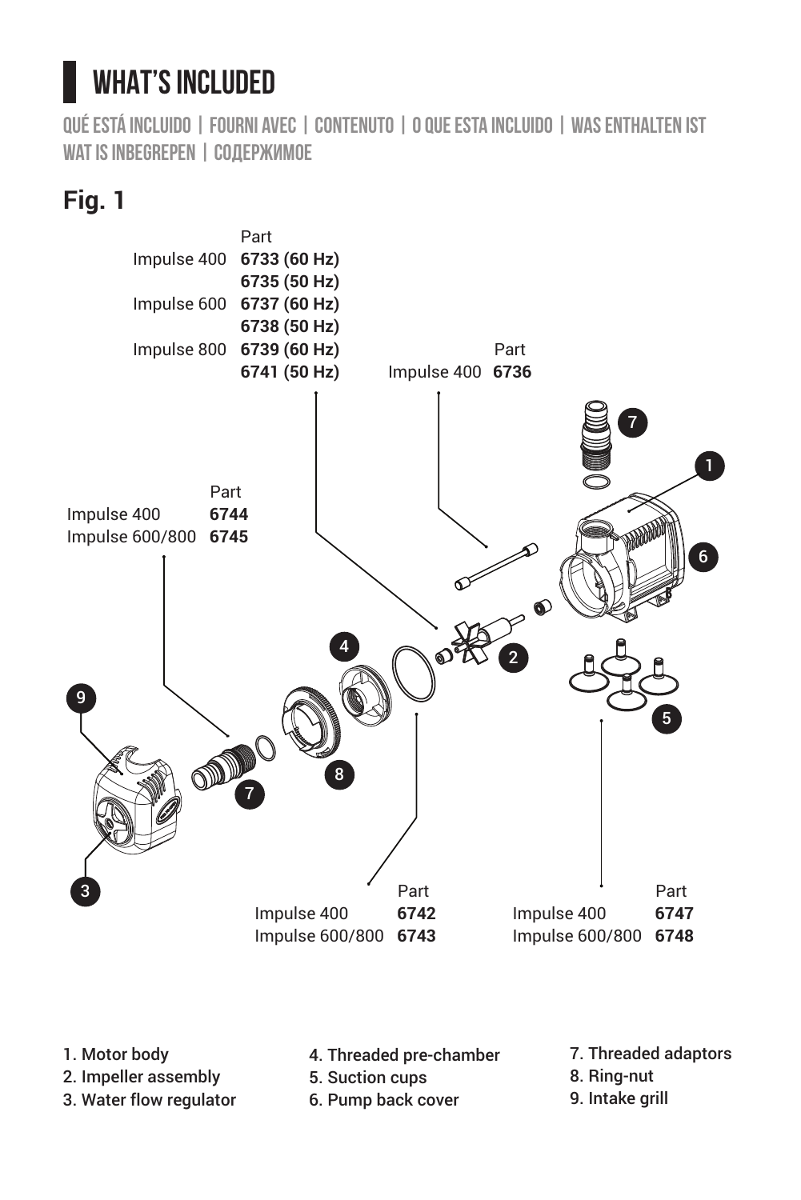# WHAT'S INCLUDED

QUÉ ESTÁ INCLUIDO | FOURNI AVEC | CONTENUTO | O QUE ESTA INCLUIDO | WAS ENTHALTEN IST
WAT IS INBEGREPEN | СОДЕРЖИМОЕ

## Fig. 1

| | Part |
|---|---|
| Impulse 400 | **6733 (60 Hz)** |
| | **6735 (50 Hz)** |
| Impulse 600 | **6737 (60 Hz)** |
| | **6738 (50 Hz)** |
| Impulse 800 | **6739 (60 Hz)** |
| | **6741 (50 Hz)** |

| | Part |
|---|---|
| Impulse 400 | **6736** |

| | Part |
|---|---|
| Impulse 400 | **6744** |
| Impulse 600/800 | **6745** |

| | Part |
|---|---|
| Impulse 400 | **6742** |
| Impulse 600/800 | **6743** |

| | Part |
|---|---|
| Impulse 400 | **6747** |
| Impulse 600/800 | **6748** |

1. Motor body
2. Impeller assembly
3. Water flow regulator
4. Threaded pre-chamber
5. Suction cups
6. Pump back cover
7. Threaded adaptors
8. Ring-nut
9. Intake grill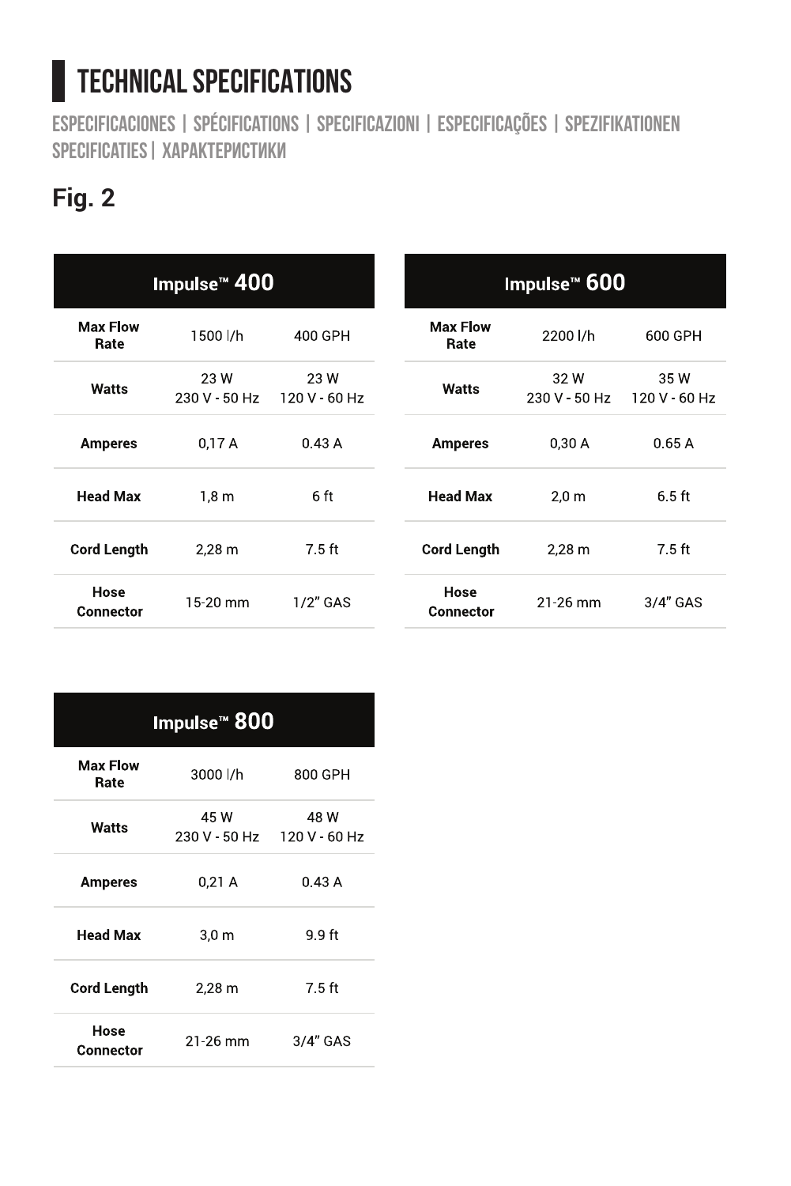# TECHNICAL SPECIFICATIONS

ESPECIFICACIONES | SPÉCIFICATIONS | SPECIFICAZIONI | ESPECIFICAÇÕES | SPEZIFIKATIONEN SPECIFICATIES | ХАРАКТЕРИСТИКИ

## Fig. 2

| Impulse™ 400 | | |
|---|---|---|
| **Max Flow Rate** | 1500 l/h | 400 GPH |
| **Watts** | 23 W 230 V - 50 Hz | 23 W 120 V - 60 Hz |
| **Amperes** | 0,17 A | 0.43 A |
| **Head Max** | 1,8 m | 6 ft |
| **Cord Length** | 2,28 m | 7.5 ft |
| **Hose Connector** | 15-20 mm | 1/2" GAS |

| Impulse™ 600 | | |
|---|---|---|
| **Max Flow Rate** | 2200 l/h | 600 GPH |
| **Watts** | 32 W 230 V - 50 Hz | 35 W 120 V - 60 Hz |
| **Amperes** | 0,30 A | 0.65 A |
| **Head Max** | 2,0 m | 6.5 ft |
| **Cord Length** | 2,28 m | 7.5 ft |
| **Hose Connector** | 21-26 mm | 3/4" GAS |

| Impulse™ 800 | | |
|---|---|---|
| **Max Flow Rate** | 3000 l/h | 800 GPH |
| **Watts** | 45 W 230 V - 50 Hz | 48 W 120 V - 60 Hz |
| **Amperes** | 0,21 A | 0.43 A |
| **Head Max** | 3,0 m | 9.9 ft |
| **Cord Length** | 2,28 m | 7.5 ft |
| **Hose Connector** | 21-26 mm | 3/4" GAS |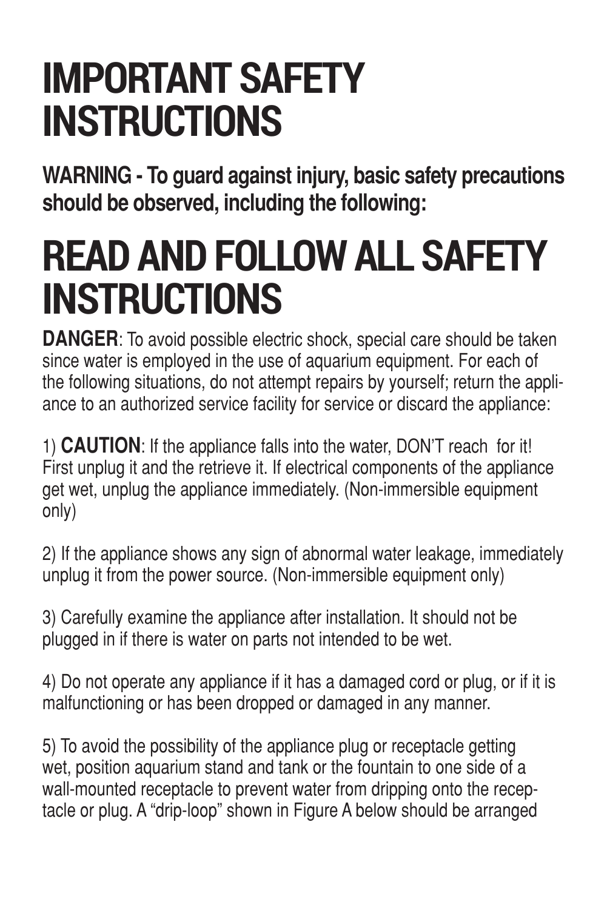# IMPORTANT SAFETY INSTRUCTIONS

**WARNING - To guard against injury, basic safety precautions should be observed, including the following:**

# READ AND FOLLOW ALL SAFETY INSTRUCTIONS

**DANGER**: To avoid possible electric shock, special care should be taken since water is employed in the use of aquarium equipment. For each of the following situations, do not attempt repairs by yourself; return the appliance to an authorized service facility for service or discard the appliance:

1) **CAUTION**: If the appliance falls into the water, DON'T reach for it! First unplug it and the retrieve it. If electrical components of the appliance get wet, unplug the appliance immediately. (Non-immersible equipment only)

2) If the appliance shows any sign of abnormal water leakage, immediately unplug it from the power source. (Non-immersible equipment only)

3) Carefully examine the appliance after installation. It should not be plugged in if there is water on parts not intended to be wet.

4) Do not operate any appliance if it has a damaged cord or plug, or if it is malfunctioning or has been dropped or damaged in any manner.

5) To avoid the possibility of the appliance plug or receptacle getting wet, position aquarium stand and tank or the fountain to one side of a wall-mounted receptacle to prevent water from dripping onto the receptacle or plug. A "drip-loop" shown in Figure A below should be arranged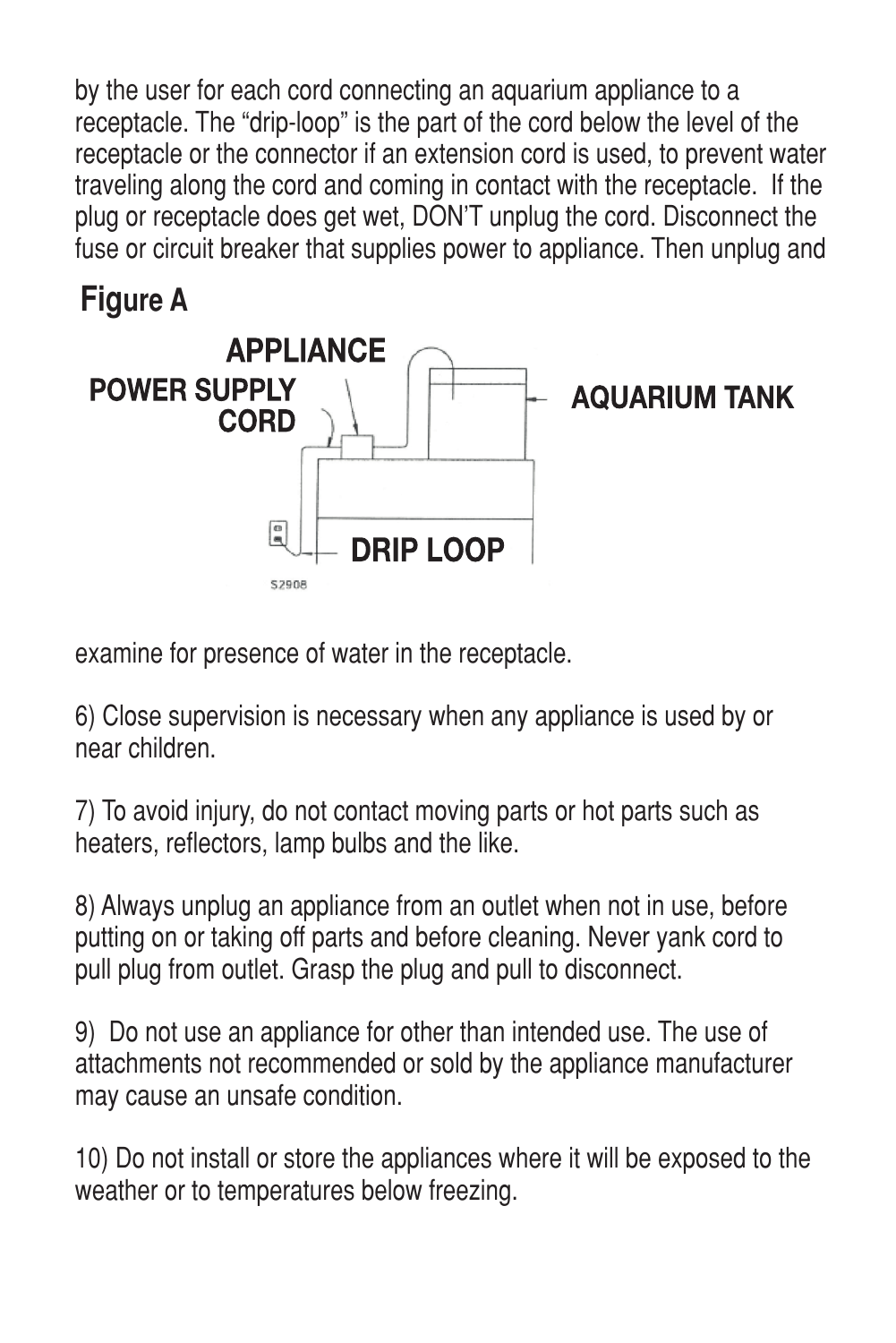by the user for each cord connecting an aquarium appliance to a receptacle. The "drip-loop" is the part of the cord below the level of the receptacle or the connector if an extension cord is used, to prevent water traveling along the cord and coming in contact with the receptacle. If the plug or receptacle does get wet, DON'T unplug the cord. Disconnect the fuse or circuit breaker that supplies power to appliance. Then unplug and

**Figure A**

APPLIANCE

POWER SUPPLY CORD

AQUARIUM TANK

DRIP LOOP

S2908

examine for presence of water in the receptacle.

6) Close supervision is necessary when any appliance is used by or near children.

7) To avoid injury, do not contact moving parts or hot parts such as heaters, reflectors, lamp bulbs and the like.

8) Always unplug an appliance from an outlet when not in use, before putting on or taking off parts and before cleaning. Never yank cord to pull plug from outlet. Grasp the plug and pull to disconnect.

9) Do not use an appliance for other than intended use. The use of attachments not recommended or sold by the appliance manufacturer may cause an unsafe condition.

10) Do not install or store the appliances where it will be exposed to the weather or to temperatures below freezing.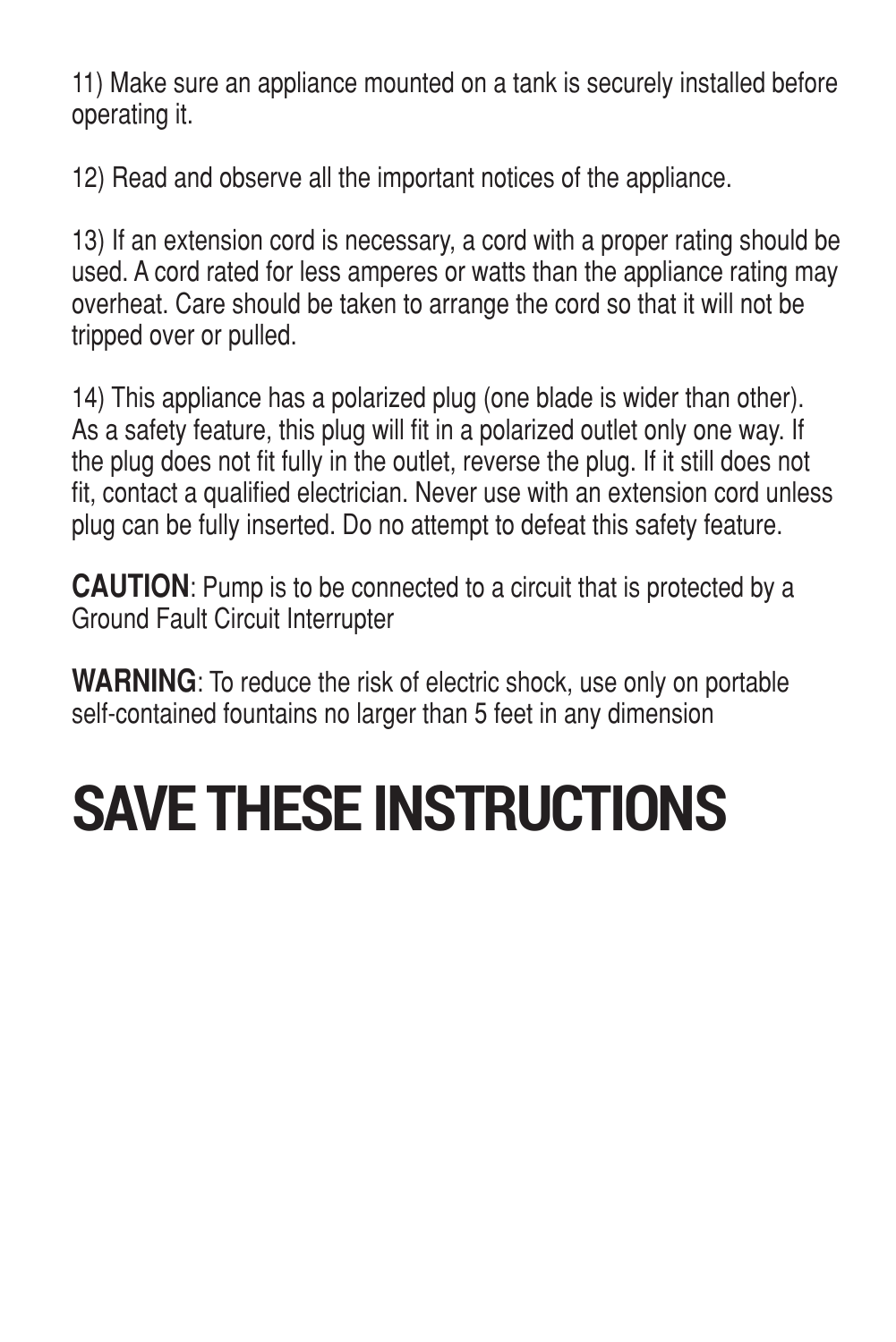11) Make sure an appliance mounted on a tank is securely installed before operating it.

12) Read and observe all the important notices of the appliance.

13) If an extension cord is necessary, a cord with a proper rating should be used. A cord rated for less amperes or watts than the appliance rating may overheat. Care should be taken to arrange the cord so that it will not be tripped over or pulled.

14) This appliance has a polarized plug (one blade is wider than other). As a safety feature, this plug will fit in a polarized outlet only one way. If the plug does not fit fully in the outlet, reverse the plug. If it still does not fit, contact a qualified electrician. Never use with an extension cord unless plug can be fully inserted. Do no attempt to defeat this safety feature.

**CAUTION**: Pump is to be connected to a circuit that is protected by a Ground Fault Circuit Interrupter

**WARNING**: To reduce the risk of electric shock, use only on portable self-contained fountains no larger than 5 feet in any dimension

# SAVE THESE INSTRUCTIONS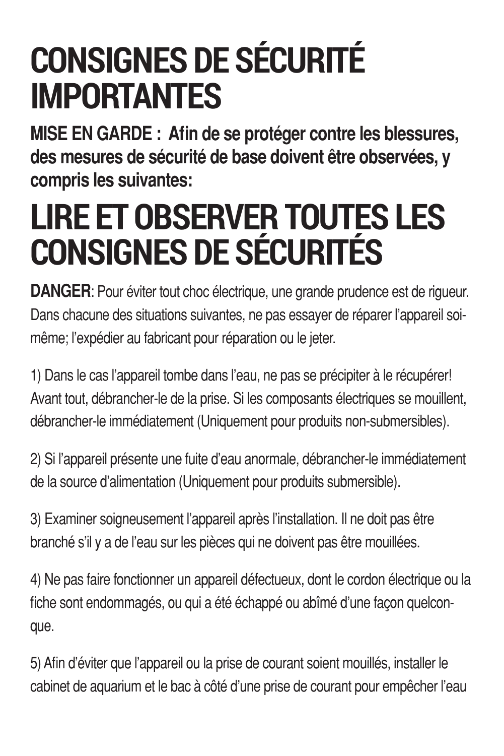# CONSIGNES DE SÉCURITÉ IMPORTANTES

**MISE EN GARDE : Afin de se protéger contre les blessures, des mesures de sécurité de base doivent être observées, y compris les suivantes:**

# LIRE ET OBSERVER TOUTES LES CONSIGNES DE SÉCURITÉS

**DANGER**: Pour éviter tout choc électrique, une grande prudence est de rigueur. Dans chacune des situations suivantes, ne pas essayer de réparer l'appareil soi-même; l'expédier au fabricant pour réparation ou le jeter.

1) Dans le cas l'appareil tombe dans l'eau, ne pas se précipiter à le récupérer! Avant tout, débrancher-le de la prise. Si les composants électriques se mouillent, débrancher-le immédiatement (Uniquement pour produits non-submersibles).

2) Si l'appareil présente une fuite d'eau anormale, débrancher-le immédiatement de la source d'alimentation (Uniquement pour produits submersible).

3) Examiner soigneusement l'appareil après l'installation. Il ne doit pas être branché s'il y a de l'eau sur les pièces qui ne doivent pas être mouillées.

4) Ne pas faire fonctionner un appareil défectueux, dont le cordon électrique ou la fiche sont endommagés, ou qui a été échappé ou abîmé d'une façon quelconque.

5) Afin d'éviter que l'appareil ou la prise de courant soient mouillés, installer le cabinet de aquarium et le bac à côté d'une prise de courant pour empêcher l'eau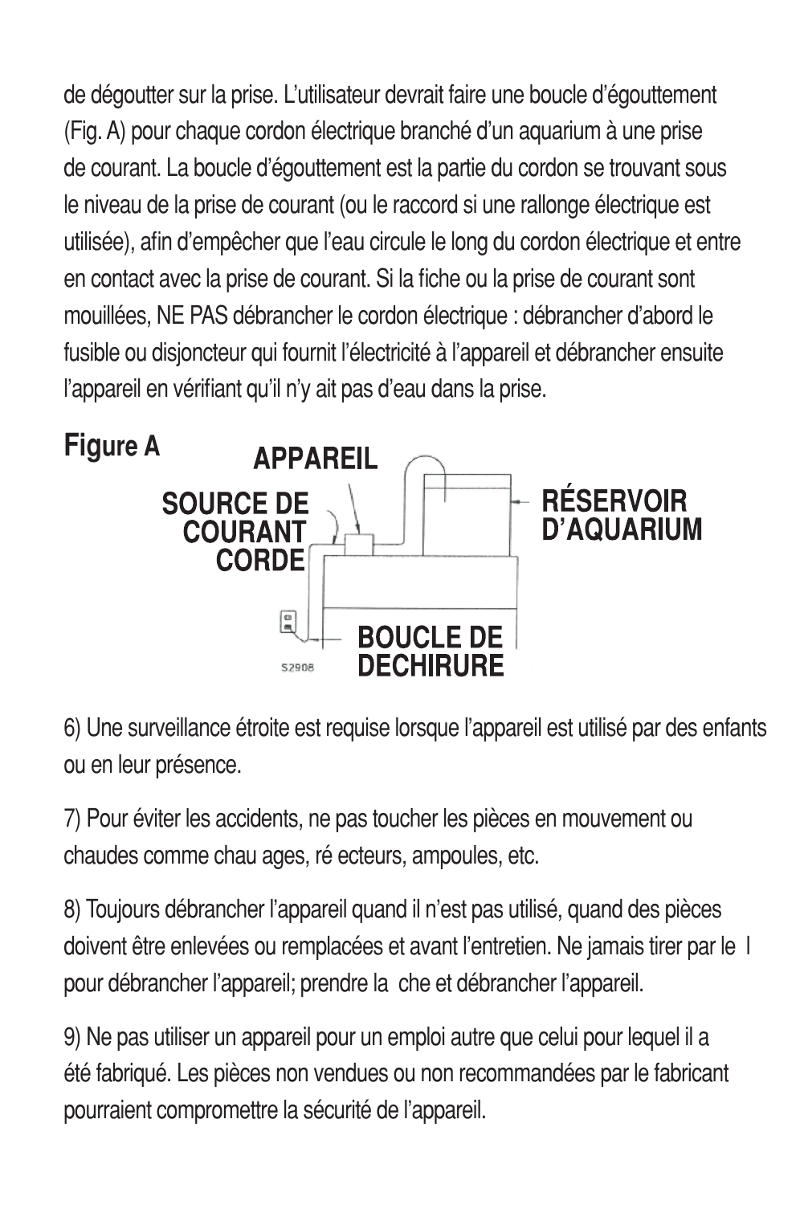de dégoutter sur la prise. L'utilisateur devrait faire une boucle d'égouttement (Fig. A) pour chaque cordon électrique branché d'un aquarium à une prise de courant. La boucle d'égouttement est la partie du cordon se trouvant sous le niveau de la prise de courant (ou le raccord si une rallonge électrique est utilisée), afin d'empêcher que l'eau circule le long du cordon électrique et entre en contact avec la prise de courant. Si la fiche ou la prise de courant sont mouillées, NE PAS débrancher le cordon électrique : débrancher d'abord le fusible ou disjoncteur qui fournit l'électricité à l'appareil et débrancher ensuite l'appareil en vérifiant qu'il n'y ait pas d'eau dans la prise.

**Figure A**

APPAREIL

SOURCE DE COURANT CORDE

RÉSERVOIR D'AQUARIUM

BOUCLE DE DECHIRURE

S2908

6) Une surveillance étroite est requise lorsque l'appareil est utilisé par des enfants ou en leur présence.

7) Pour éviter les accidents, ne pas toucher les pièces en mouvement ou chaudes comme chau ages, ré ecteurs, ampoules, etc.

8) Toujours débrancher l'appareil quand il n'est pas utilisé, quand des pièces doivent être enlevées ou remplacées et avant l'entretien. Ne jamais tirer par le l pour débrancher l'appareil; prendre la che et débrancher l'appareil.

9) Ne pas utiliser un appareil pour un emploi autre que celui pour lequel il a été fabriqué. Les pièces non vendues ou non recommandées par le fabricant pourraient compromettre la sécurité de l'appareil.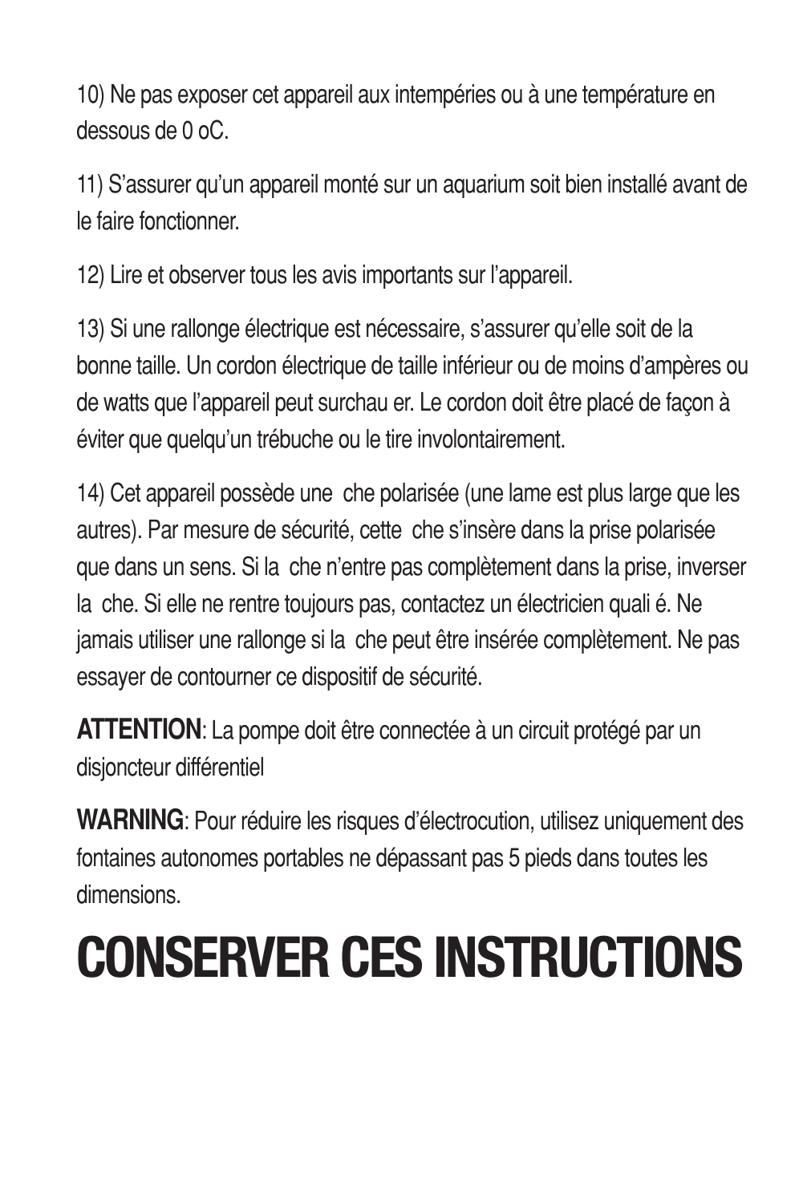10) Ne pas exposer cet appareil aux intempéries ou à une température en dessous de 0 oC.

11) S'assurer qu'un appareil monté sur un aquarium soit bien installé avant de le faire fonctionner.

12) Lire et observer tous les avis importants sur l'appareil.

13) Si une rallonge électrique est nécessaire, s'assurer qu'elle soit de la bonne taille. Un cordon électrique de taille inférieur ou de moins d'ampères ou de watts que l'appareil peut surchau er. Le cordon doit être placé de façon à éviter que quelqu'un trébuche ou le tire involontairement.

14) Cet appareil possède une  che polarisée (une lame est plus large que les autres). Par mesure de sécurité, cette  che s'insère dans la prise polarisée que dans un sens. Si la  che n'entre pas complètement dans la prise, inverser la  che. Si elle ne rentre toujours pas, contactez un électricien quali é. Ne jamais utiliser une rallonge si la  che peut être insérée complètement. Ne pas essayer de contourner ce dispositif de sécurité.

**ATTENTION**: La pompe doit être connectée à un circuit protégé par un disjoncteur différentiel

**WARNING**: Pour réduire les risques d'électrocution, utilisez uniquement des fontaines autonomes portables ne dépassant pas 5 pieds dans toutes les dimensions.

# CONSERVER CES INSTRUCTIONS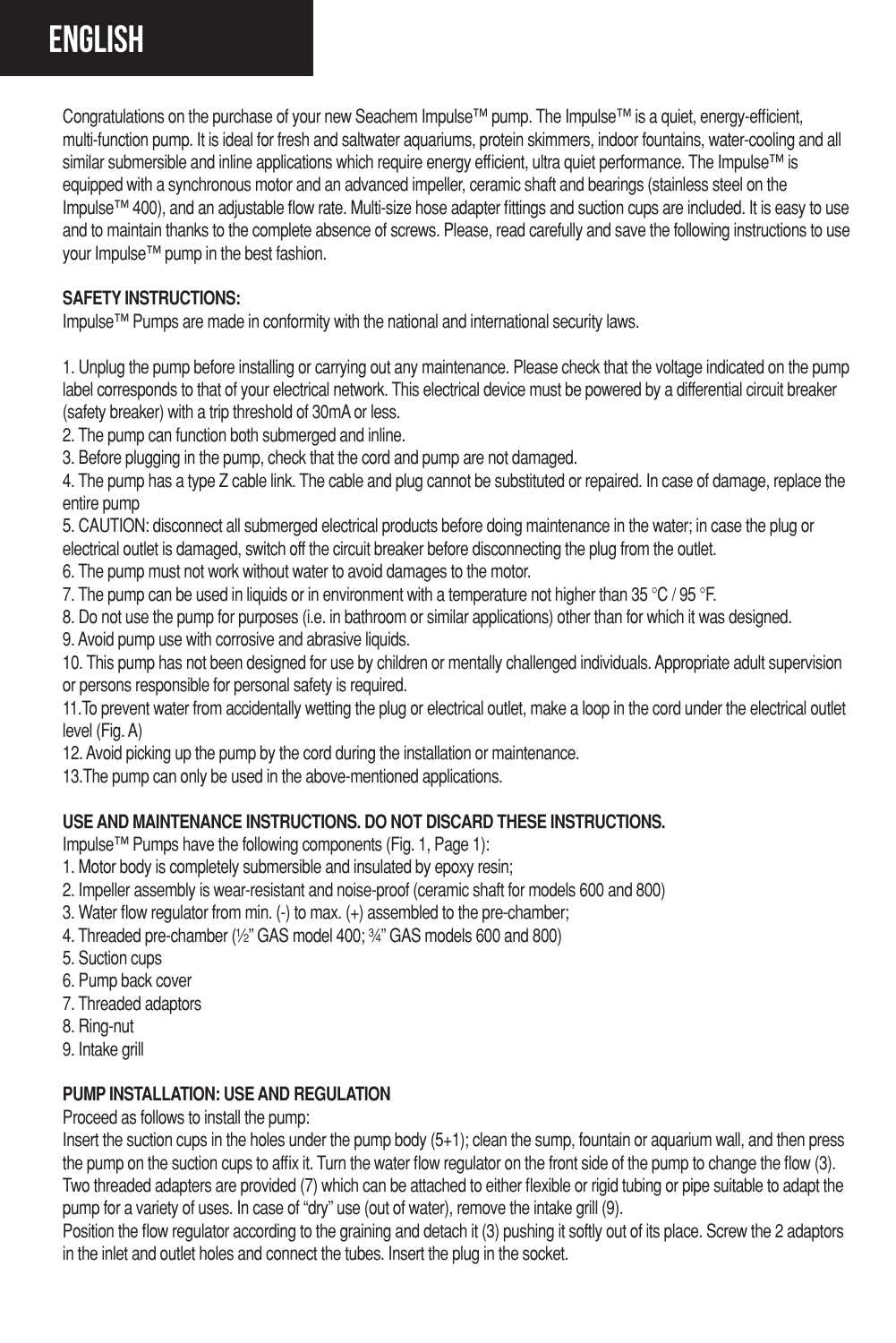# ENGLISH

Congratulations on the purchase of your new Seachem Impulse™ pump. The Impulse™ is a quiet, energy-efficient, multi-function pump. It is ideal for fresh and saltwater aquariums, protein skimmers, indoor fountains, water-cooling and all similar submersible and inline applications which require energy efficient, ultra quiet performance. The Impulse™ is equipped with a synchronous motor and an advanced impeller, ceramic shaft and bearings (stainless steel on the Impulse™ 400), and an adjustable flow rate. Multi-size hose adapter fittings and suction cups are included. It is easy to use and to maintain thanks to the complete absence of screws. Please, read carefully and save the following instructions to use your Impulse™ pump in the best fashion.

**SAFETY INSTRUCTIONS:**
Impulse™ Pumps are made in conformity with the national and international security laws.

1. Unplug the pump before installing or carrying out any maintenance. Please check that the voltage indicated on the pump label corresponds to that of your electrical network. This electrical device must be powered by a differential circuit breaker (safety breaker) with a trip threshold of 30mA or less.
2. The pump can function both submerged and inline.
3. Before plugging in the pump, check that the cord and pump are not damaged.
4. The pump has a type Z cable link. The cable and plug cannot be substituted or repaired. In case of damage, replace the entire pump
5. CAUTION: disconnect all submerged electrical products before doing maintenance in the water; in case the plug or electrical outlet is damaged, switch off the circuit breaker before disconnecting the plug from the outlet.
6. The pump must not work without water to avoid damages to the motor.
7. The pump can be used in liquids or in environment with a temperature not higher than 35 °C / 95 °F.
8. Do not use the pump for purposes (i.e. in bathroom or similar applications) other than for which it was designed.
9. Avoid pump use with corrosive and abrasive liquids.
10. This pump has not been designed for use by children or mentally challenged individuals. Appropriate adult supervision or persons responsible for personal safety is required.
11. To prevent water from accidentally wetting the plug or electrical outlet, make a loop in the cord under the electrical outlet level (Fig. A)
12. Avoid picking up the pump by the cord during the installation or maintenance.
13. The pump can only be used in the above-mentioned applications.

**USE AND MAINTENANCE INSTRUCTIONS. DO NOT DISCARD THESE INSTRUCTIONS.**
Impulse™ Pumps have the following components (Fig. 1, Page 1):

1. Motor body is completely submersible and insulated by epoxy resin;
2. Impeller assembly is wear-resistant and noise-proof (ceramic shaft for models 600 and 800)
3. Water flow regulator from min. (-) to max. (+) assembled to the pre-chamber;
4. Threaded pre-chamber (½" GAS model 400; ¾" GAS models 600 and 800)
5. Suction cups
6. Pump back cover
7. Threaded adaptors
8. Ring-nut
9. Intake grill

**PUMP INSTALLATION: USE AND REGULATION**
Proceed as follows to install the pump:
Insert the suction cups in the holes under the pump body (5+1); clean the sump, fountain or aquarium wall, and then press the pump on the suction cups to affix it. Turn the water flow regulator on the front side of the pump to change the flow (3). Two threaded adapters are provided (7) which can be attached to either flexible or rigid tubing or pipe suitable to adapt the pump for a variety of uses. In case of "dry" use (out of water), remove the intake grill (9).
Position the flow regulator according to the graining and detach it (3) pushing it softly out of its place. Screw the 2 adaptors in the inlet and outlet holes and connect the tubes. Insert the plug in the socket.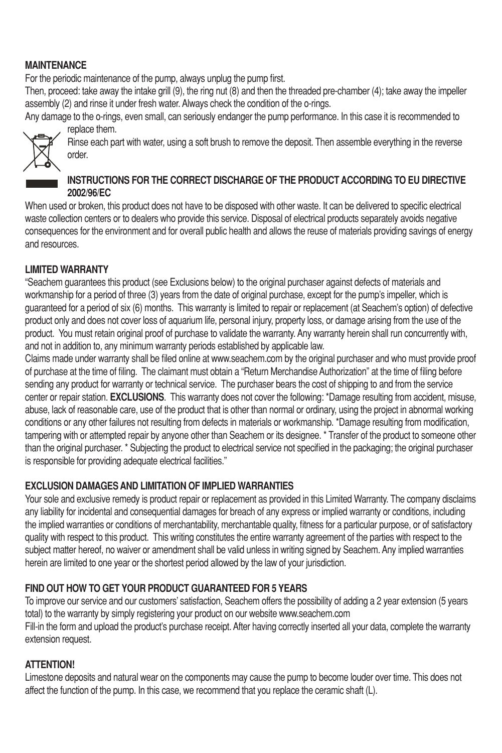**MAINTENANCE**

For the periodic maintenance of the pump, always unplug the pump first.

Then, proceed: take away the intake grill (9), the ring nut (8) and then the threaded pre-chamber (4); take away the impeller assembly (2) and rinse it under fresh water. Always check the condition of the o-rings.

Any damage to the o-rings, even small, can seriously endanger the pump performance. In this case it is recommended to replace them.

Rinse each part with water, using a soft brush to remove the deposit. Then assemble everything in the reverse order.

**INSTRUCTIONS FOR THE CORRECT DISCHARGE OF THE PRODUCT ACCORDING TO EU DIRECTIVE 2002/96/EC**

When used or broken, this product does not have to be disposed with other waste. It can be delivered to specific electrical waste collection centers or to dealers who provide this service. Disposal of electrical products separately avoids negative consequences for the environment and for overall public health and allows the reuse of materials providing savings of energy and resources.

**LIMITED WARRANTY**

"Seachem guarantees this product (see Exclusions below) to the original purchaser against defects of materials and workmanship for a period of three (3) years from the date of original purchase, except for the pump's impeller, which is guaranteed for a period of six (6) months. This warranty is limited to repair or replacement (at Seachem's option) of defective product only and does not cover loss of aquarium life, personal injury, property loss, or damage arising from the use of the product. You must retain original proof of purchase to validate the warranty. Any warranty herein shall run concurrently with, and not in addition to, any minimum warranty periods established by applicable law.

Claims made under warranty shall be filed online at www.seachem.com by the original purchaser and who must provide proof of purchase at the time of filing. The claimant must obtain a "Return Merchandise Authorization" at the time of filing before sending any product for warranty or technical service. The purchaser bears the cost of shipping to and from the service center or repair station. **EXCLUSIONS**. This warranty does not cover the following: *Damage resulting from accident, misuse, abuse, lack of reasonable care, use of the product that is other than normal or ordinary, using the project in abnormal working conditions or any other failures not resulting from defects in materials or workmanship. *Damage resulting from modification, tampering with or attempted repair by anyone other than Seachem or its designee. * Transfer of the product to someone other than the original purchaser. * Subjecting the product to electrical service not specified in the packaging; the original purchaser is responsible for providing adequate electrical facilities."

**EXCLUSION DAMAGES AND LIMITATION OF IMPLIED WARRANTIES**

Your sole and exclusive remedy is product repair or replacement as provided in this Limited Warranty. The company disclaims any liability for incidental and consequential damages for breach of any express or implied warranty or conditions, including the implied warranties or conditions of merchantability, merchantable quality, fitness for a particular purpose, or of satisfactory quality with respect to this product. This writing constitutes the entire warranty agreement of the parties with respect to the subject matter hereof, no waiver or amendment shall be valid unless in writing signed by Seachem. Any implied warranties herein are limited to one year or the shortest period allowed by the law of your jurisdiction.

**FIND OUT HOW TO GET YOUR PRODUCT GUARANTEED FOR 5 YEARS**

To improve our service and our customers' satisfaction, Seachem offers the possibility of adding a 2 year extension (5 years total) to the warranty by simply registering your product on our website www.seachem.com

Fill-in the form and upload the product's purchase receipt. After having correctly inserted all your data, complete the warranty extension request.

**ATTENTION!**

Limestone deposits and natural wear on the components may cause the pump to become louder over time. This does not affect the function of the pump. In this case, we recommend that you replace the ceramic shaft (L).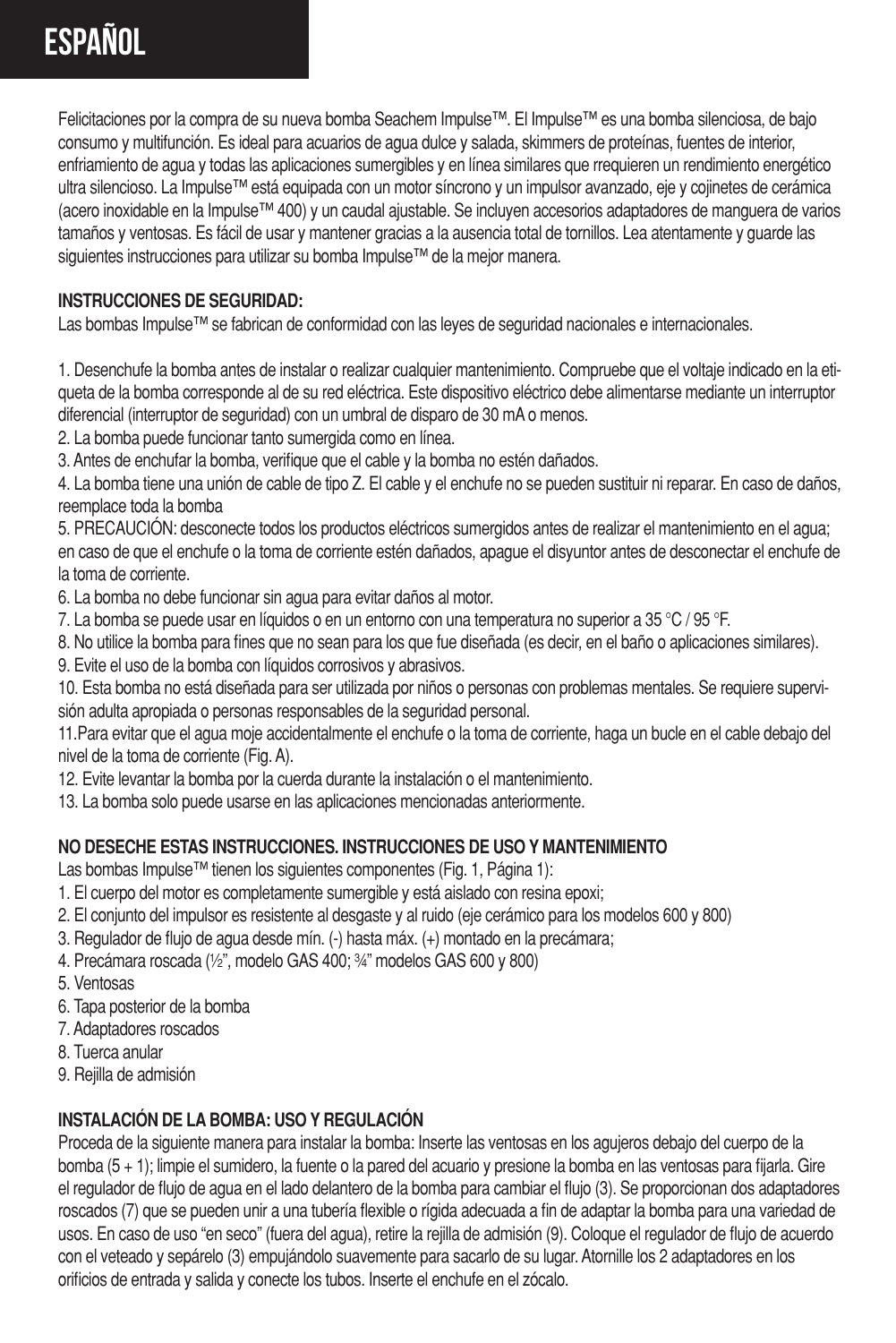# ESPAÑOL

Felicitaciones por la compra de su nueva bomba Seachem Impulse™. El Impulse™ es una bomba silenciosa, de bajo consumo y multifunción. Es ideal para acuarios de agua dulce y salada, skimmers de proteínas, fuentes de interior, enfriamiento de agua y todas las aplicaciones sumergibles y en línea similares que rrequieren un rendimiento energético ultra silencioso. La Impulse™ está equipada con un motor síncrono y un impulsor avanzado, eje y cojinetes de cerámica (acero inoxidable en la Impulse™ 400) y un caudal ajustable. Se incluyen accesorios adaptadores de manguera de varios tamaños y ventosas. Es fácil de usar y mantener gracias a la ausencia total de tornillos. Lea atentamente y guarde las siguientes instrucciones para utilizar su bomba Impulse™ de la mejor manera.

**INSTRUCCIONES DE SEGURIDAD:**

Las bombas Impulse™ se fabrican de conformidad con las leyes de seguridad nacionales e internacionales.

1. Desenchufe la bomba antes de instalar o realizar cualquier mantenimiento. Compruebe que el voltaje indicado en la etiqueta de la bomba corresponde al de su red eléctrica. Este dispositivo eléctrico debe alimentarse mediante un interruptor diferencial (interruptor de seguridad) con un umbral de disparo de 30 mA o menos.
2. La bomba puede funcionar tanto sumergida como en línea.
3. Antes de enchufar la bomba, verifique que el cable y la bomba no estén dañados.
4. La bomba tiene una unión de cable de tipo Z. El cable y el enchufe no se pueden sustituir ni reparar. En caso de daños, reemplace toda la bomba
5. PRECAUCIÓN: desconecte todos los productos eléctricos sumergidos antes de realizar el mantenimiento en el agua; en caso de que el enchufe o la toma de corriente estén dañados, apague el disyuntor antes de desconectar el enchufe de la toma de corriente.
6. La bomba no debe funcionar sin agua para evitar daños al motor.
7. La bomba se puede usar en líquidos o en un entorno con una temperatura no superior a 35 °C / 95 °F.
8. No utilice la bomba para fines que no sean para los que fue diseñada (es decir, en el baño o aplicaciones similares).
9. Evite el uso de la bomba con líquidos corrosivos y abrasivos.
10. Esta bomba no está diseñada para ser utilizada por niños o personas con problemas mentales. Se requiere supervisión adulta apropiada o personas responsables de la seguridad personal.
11. Para evitar que el agua moje accidentalmente el enchufe o la toma de corriente, haga un bucle en el cable debajo del nivel de la toma de corriente (Fig. A).
12. Evite levantar la bomba por la cuerda durante la instalación o el mantenimiento.
13. La bomba solo puede usarse en las aplicaciones mencionadas anteriormente.

**NO DESECHE ESTAS INSTRUCCIONES. INSTRUCCIONES DE USO Y MANTENIMIENTO**

Las bombas Impulse™ tienen los siguientes componentes (Fig. 1, Página 1):

1. El cuerpo del motor es completamente sumergible y está aislado con resina epoxi;
2. El conjunto del impulsor es resistente al desgaste y al ruido (eje cerámico para los modelos 600 y 800)
3. Regulador de flujo de agua desde mín. (-) hasta máx. (+) montado en la precámara;
4. Precámara roscada (½", modelo GAS 400; ¾" modelos GAS 600 y 800)
5. Ventosas
6. Tapa posterior de la bomba
7. Adaptadores roscados
8. Tuerca anular
9. Rejilla de admisión

**INSTALACIÓN DE LA BOMBA: USO Y REGULACIÓN**

Proceda de la siguiente manera para instalar la bomba: Inserte las ventosas en los agujeros debajo del cuerpo de la bomba (5 + 1); limpie el sumidero, la fuente o la pared del acuario y presione la bomba en las ventosas para fijarla. Gire el regulador de flujo de agua en el lado delantero de la bomba para cambiar el flujo (3). Se proporcionan dos adaptadores roscados (7) que se pueden unir a una tubería flexible o rígida adecuada a fin de adaptar la bomba para una variedad de usos. En caso de uso "en seco" (fuera del agua), retire la rejilla de admisión (9). Coloque el regulador de flujo de acuerdo con el veteado y sepárelo (3) empujándolo suavemente para sacarlo de su lugar. Atornille los 2 adaptadores en los orificios de entrada y salida y conecte los tubos. Inserte el enchufe en el zócalo.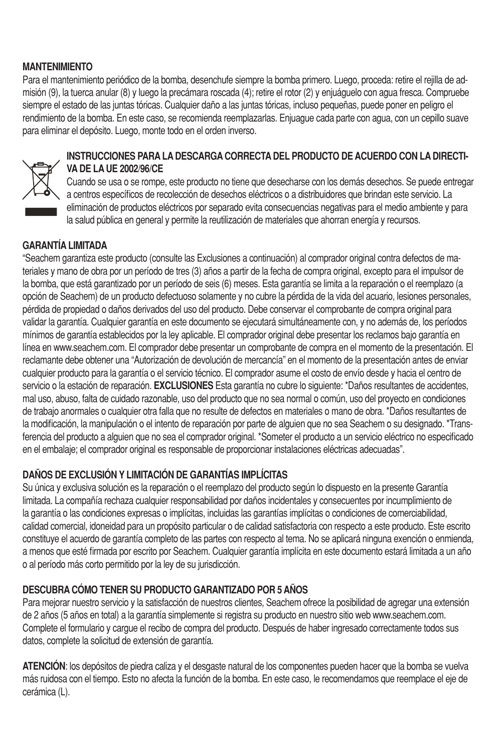**MANTENIMIENTO**

Para el mantenimiento periódico de la bomba, desenchufe siempre la bomba primero. Luego, proceda: retire el rejilla de admisión (9), la tuerca anular (8) y luego la precámara roscada (4); retire el rotor (2) y enjuáguelo con agua fresca. Compruebe siempre el estado de las juntas tóricas. Cualquier daño a las juntas tóricas, incluso pequeñas, puede poner en peligro el rendimiento de la bomba. En este caso, se recomienda reemplazarlas. Enjuague cada parte con agua, con un cepillo suave para eliminar el depósito. Luego, monte todo en el orden inverso.

**INSTRUCCIONES PARA LA DESCARGA CORRECTA DEL PRODUCTO DE ACUERDO CON LA DIRECTIVA DE LA UE 2002/96/CE**

Cuando se usa o se rompe, este producto no tiene que desecharse con los demás desechos. Se puede entregar a centros específicos de recolección de desechos eléctricos o a distribuidores que brindan este servicio. La eliminación de productos eléctricos por separado evita consecuencias negativas para el medio ambiente y para la salud pública en general y permite la reutilización de materiales que ahorran energía y recursos.

**GARANTÍA LIMITADA**

"Seachem garantiza este producto (consulte las Exclusiones a continuación) al comprador original contra defectos de materiales y mano de obra por un período de tres (3) años a partir de la fecha de compra original, excepto para el impulsor de la bomba, que está garantizado por un período de seis (6) meses. Esta garantía se limita a la reparación o el reemplazo (a opción de Seachem) de un producto defectuoso solamente y no cubre la pérdida de la vida del acuario, lesiones personales, pérdida de propiedad o daños derivados del uso del producto. Debe conservar el comprobante de compra original para validar la garantía. Cualquier garantía en este documento se ejecutará simultáneamente con, y no además de, los períodos mínimos de garantía establecidos por la ley aplicable. El comprador original debe presentar los reclamos bajo garantía en línea en www.seachem.com. El comprador debe presentar un comprobante de compra en el momento de la presentación. El reclamante debe obtener una "Autorización de devolución de mercancía" en el momento de la presentación antes de enviar cualquier producto para la garantía o el servicio técnico. El comprador asume el costo de envío desde y hacia el centro de servicio o la estación de reparación. **EXCLUSIONES** Esta garantía no cubre lo siguiente: *Daños resultantes de accidentes, mal uso, abuso, falta de cuidado razonable, uso del producto que no sea normal o común, uso del proyecto en condiciones de trabajo anormales o cualquier otra falla que no resulte de defectos en materiales o mano de obra. *Daños resultantes de la modificación, la manipulación o el intento de reparación por parte de alguien que no sea Seachem o su designado. *Transferencia del producto a alguien que no sea el comprador original. *Someter el producto a un servicio eléctrico no especificado en el embalaje; el comprador original es responsable de proporcionar instalaciones eléctricas adecuadas".

**DAÑOS DE EXCLUSIÓN Y LIMITACIÓN DE GARANTÍAS IMPLÍCITAS**

Su única y exclusiva solución es la reparación o el reemplazo del producto según lo dispuesto en la presente Garantía limitada. La compañía rechaza cualquier responsabilidad por daños incidentales y consecuentes por incumplimiento de la garantía o las condiciones expresas o implícitas, incluidas las garantías implícitas o condiciones de comerciabilidad, calidad comercial, idoneidad para un propósito particular o de calidad satisfactoria con respecto a este producto. Este escrito constituye el acuerdo de garantía completo de las partes con respecto al tema. No se aplicará ninguna exención o enmienda, a menos que esté firmada por escrito por Seachem. Cualquier garantía implícita en este documento estará limitada a un año o al período más corto permitido por la ley de su jurisdicción.

**DESCUBRA CÓMO TENER SU PRODUCTO GARANTIZADO POR 5 AÑOS**

Para mejorar nuestro servicio y la satisfacción de nuestros clientes, Seachem ofrece la posibilidad de agregar una extensión de 2 años (5 años en total) a la garantía simplemente si registra su producto en nuestro sitio web www.seachem.com. Complete el formulario y cargue el recibo de compra del producto. Después de haber ingresado correctamente todos sus datos, complete la solicitud de extensión de garantía.

**ATENCIÓN**: los depósitos de piedra caliza y el desgaste natural de los componentes pueden hacer que la bomba se vuelva más ruidosa con el tiempo. Esto no afecta la función de la bomba. En este caso, le recomendamos que reemplace el eje de cerámica (L).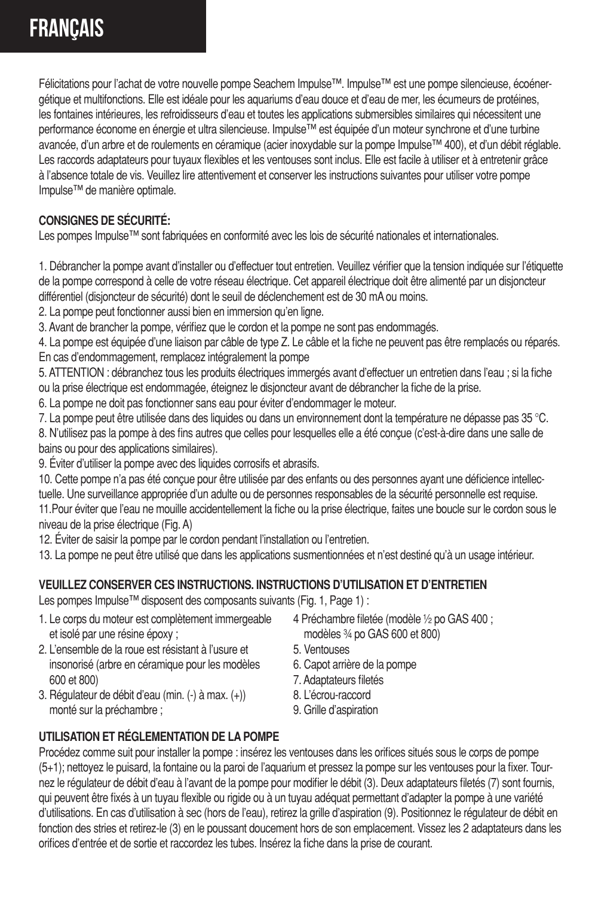# FRANÇAIS

Félicitations pour l'achat de votre nouvelle pompe Seachem Impulse™. Impulse™ est une pompe silencieuse, écoénergétique et multifonctions. Elle est idéale pour les aquariums d'eau douce et d'eau de mer, les écumeurs de protéines, les fontaines intérieures, les refroidisseurs d'eau et toutes les applications submersibles similaires qui nécessitent une performance économe en énergie et ultra silencieuse. Impulse™ est équipée d'un moteur synchrone et d'une turbine avancée, d'un arbre et de roulements en céramique (acier inoxydable sur la pompe Impulse™ 400), et d'un débit réglable. Les raccords adaptateurs pour tuyaux flexibles et les ventouses sont inclus. Elle est facile à utiliser et à entretenir grâce à l'absence totale de vis. Veuillez lire attentivement et conserver les instructions suivantes pour utiliser votre pompe Impulse™ de manière optimale.

**CONSIGNES DE SÉCURITÉ:**
Les pompes Impulse™ sont fabriquées en conformité avec les lois de sécurité nationales et internationales.

1. Débrancher la pompe avant d'installer ou d'effectuer tout entretien. Veuillez vérifier que la tension indiquée sur l'étiquette de la pompe correspond à celle de votre réseau électrique. Cet appareil électrique doit être alimenté par un disjoncteur différentiel (disjoncteur de sécurité) dont le seuil de déclenchement est de 30 mA ou moins.
2. La pompe peut fonctionner aussi bien en immersion qu'en ligne.
3. Avant de brancher la pompe, vérifiez que le cordon et la pompe ne sont pas endommagés.
4. La pompe est équipée d'une liaison par câble de type Z. Le câble et la fiche ne peuvent pas être remplacés ou réparés. En cas d'endommagement, remplacez intégralement la pompe
5. ATTENTION : débranchez tous les produits électriques immergés avant d'effectuer un entretien dans l'eau ; si la fiche ou la prise électrique est endommagée, éteignez le disjoncteur avant de débrancher la fiche de la prise.
6. La pompe ne doit pas fonctionner sans eau pour éviter d'endommager le moteur.
7. La pompe peut être utilisée dans des liquides ou dans un environnement dont la température ne dépasse pas 35 °C.
8. N'utilisez pas la pompe à des fins autres que celles pour lesquelles elle a été conçue (c'est-à-dire dans une salle de bains ou pour des applications similaires).
9. Éviter d'utiliser la pompe avec des liquides corrosifs et abrasifs.
10. Cette pompe n'a pas été conçue pour être utilisée par des enfants ou des personnes ayant une déficience intellectuelle. Une surveillance appropriée d'un adulte ou de personnes responsables de la sécurité personnelle est requise.
11. Pour éviter que l'eau ne mouille accidentellement la fiche ou la prise électrique, faites une boucle sur le cordon sous le niveau de la prise électrique (Fig. A)
12. Éviter de saisir la pompe par le cordon pendant l'installation ou l'entretien.
13. La pompe ne peut être utilisé que dans les applications susmentionnées et n'est destiné qu'à un usage intérieur.

**VEUILLEZ CONSERVER CES INSTRUCTIONS. INSTRUCTIONS D'UTILISATION ET D'ENTRETIEN**
Les pompes Impulse™ disposent des composants suivants (Fig. 1, Page 1) :

1. Le corps du moteur est complètement immergeable et isolé par une résine époxy ;
2. L'ensemble de la roue est résistant à l'usure et insonorisé (arbre en céramique pour les modèles 600 et 800)
3. Régulateur de débit d'eau (min. (-) à max. (+)) monté sur la préchambre ;
4. Préchambre filetée (modèle ½ po GAS 400 ; modèles ¾ po GAS 600 et 800)
5. Ventouses
6. Capot arrière de la pompe
7. Adaptateurs filetés
8. L'écrou-raccord
9. Grille d'aspiration

**UTILISATION ET RÉGLEMENTATION DE LA POMPE**
Procédez comme suit pour installer la pompe : insérez les ventouses dans les orifices situés sous le corps de pompe (5+1); nettoyez le puisard, la fontaine ou la paroi de l'aquarium et pressez la pompe sur les ventouses pour la fixer. Tournez le régulateur de débit d'eau à l'avant de la pompe pour modifier le débit (3). Deux adaptateurs filetés (7) sont fournis, qui peuvent être fixés à un tuyau flexible ou rigide ou à un tuyau adéquat permettant d'adapter la pompe à une variété d'utilisations. En cas d'utilisation à sec (hors de l'eau), retirez la grille d'aspiration (9). Positionnez le régulateur de débit en fonction des stries et retirez-le (3) en le poussant doucement hors de son emplacement. Vissez les 2 adaptateurs dans les orifices d'entrée et de sortie et raccordez les tubes. Insérez la fiche dans la prise de courant.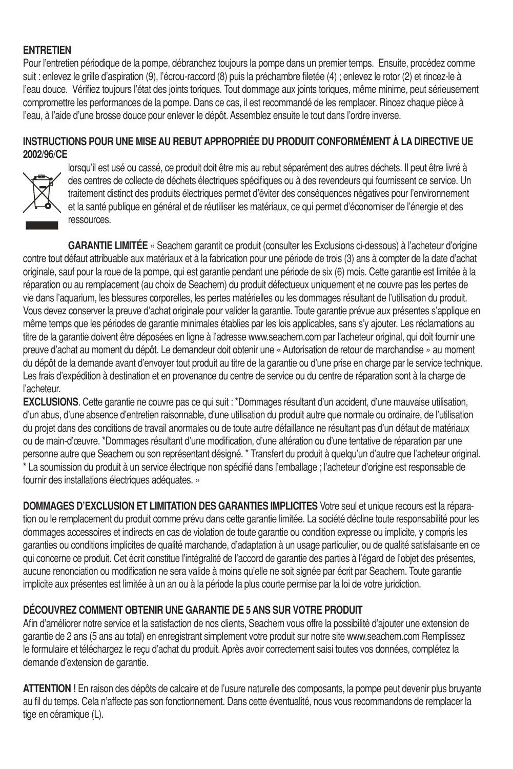**ENTRETIEN**

Pour l'entretien périodique de la pompe, débranchez toujours la pompe dans un premier temps. Ensuite, procédez comme suit : enlevez le grille d'aspiration (9), l'écrou-raccord (8) puis la préchambre filetée (4) ; enlevez le rotor (2) et rincez-le à l'eau douce. Vérifiez toujours l'état des joints toriques. Tout dommage aux joints toriques, même minime, peut sérieusement compromettre les performances de la pompe. Dans ce cas, il est recommandé de les remplacer. Rincez chaque pièce à l'eau, à l'aide d'une brosse douce pour enlever le dépôt. Assemblez ensuite le tout dans l'ordre inverse.

**INSTRUCTIONS POUR UNE MISE AU REBUT APPROPRIÉE DU PRODUIT CONFORMÉMENT À LA DIRECTIVE UE 2002/96/CE**

lorsqu'il est usé ou cassé, ce produit doit être mis au rebut séparément des autres déchets. Il peut être livré à des centres de collecte de déchets électriques spécifiques ou à des revendeurs qui fournissent ce service. Un traitement distinct des produits électriques permet d'éviter des conséquences négatives pour l'environnement et la santé publique en général et de réutiliser les matériaux, ce qui permet d'économiser de l'énergie et des ressources.

**GARANTIE LIMITÉE** « Seachem garantit ce produit (consulter les Exclusions ci-dessous) à l'acheteur d'origine contre tout défaut attribuable aux matériaux et à la fabrication pour une période de trois (3) ans à compter de la date d'achat originale, sauf pour la roue de la pompe, qui est garantie pendant une période de six (6) mois. Cette garantie est limitée à la réparation ou au remplacement (au choix de Seachem) du produit défectueux uniquement et ne couvre pas les pertes de vie dans l'aquarium, les blessures corporelles, les pertes matérielles ou les dommages résultant de l'utilisation du produit. Vous devez conserver la preuve d'achat originale pour valider la garantie. Toute garantie prévue aux présentes s'applique en même temps que les périodes de garantie minimales établies par les lois applicables, sans s'y ajouter. Les réclamations au titre de la garantie doivent être déposées en ligne à l'adresse www.seachem.com par l'acheteur original, qui doit fournir une preuve d'achat au moment du dépôt. Le demandeur doit obtenir une « Autorisation de retour de marchandise » au moment du dépôt de la demande avant d'envoyer tout produit au titre de la garantie ou d'une prise en charge par le service technique. Les frais d'expédition à destination et en provenance du centre de service ou du centre de réparation sont à la charge de l'acheteur.

**EXCLUSIONS**. Cette garantie ne couvre pas ce qui suit : *Dommages résultant d'un accident, d'une mauvaise utilisation, d'un abus, d'une absence d'entretien raisonnable, d'une utilisation du produit autre que normale ou ordinaire, de l'utilisation du projet dans des conditions de travail anormales ou de toute autre défaillance ne résultant pas d'un défaut de matériaux ou de main-d'œuvre. *Dommages résultant d'une modification, d'une altération ou d'une tentative de réparation par une personne autre que Seachem ou son représentant désigné. * Transfert du produit à quelqu'un d'autre que l'acheteur original. * La soumission du produit à un service électrique non spécifié dans l'emballage ; l'acheteur d'origine est responsable de fournir des installations électriques adéquates. »

**DOMMAGES D'EXCLUSION ET LIMITATION DES GARANTIES IMPLICITES** Votre seul et unique recours est la réparation ou le remplacement du produit comme prévu dans cette garantie limitée. La société décline toute responsabilité pour les dommages accessoires et indirects en cas de violation de toute garantie ou condition expresse ou implicite, y compris les garanties ou conditions implicites de qualité marchande, d'adaptation à un usage particulier, ou de qualité satisfaisante en ce qui concerne ce produit. Cet écrit constitue l'intégralité de l'accord de garantie des parties à l'égard de l'objet des présentes, aucune renonciation ou modification ne sera valide à moins qu'elle ne soit signée par écrit par Seachem. Toute garantie implicite aux présentes est limitée à un an ou à la période la plus courte permise par la loi de votre juridiction.

**DÉCOUVREZ COMMENT OBTENIR UNE GARANTIE DE 5 ANS SUR VOTRE PRODUIT**

Afin d'améliorer notre service et la satisfaction de nos clients, Seachem vous offre la possibilité d'ajouter une extension de garantie de 2 ans (5 ans au total) en enregistrant simplement votre produit sur notre site www.seachem.com Remplissez le formulaire et téléchargez le reçu d'achat du produit. Après avoir correctement saisi toutes vos données, complétez la demande d'extension de garantie.

**ATTENTION !** En raison des dépôts de calcaire et de l'usure naturelle des composants, la pompe peut devenir plus bruyante au fil du temps. Cela n'affecte pas son fonctionnement. Dans cette éventualité, nous vous recommandons de remplacer la tige en céramique (L).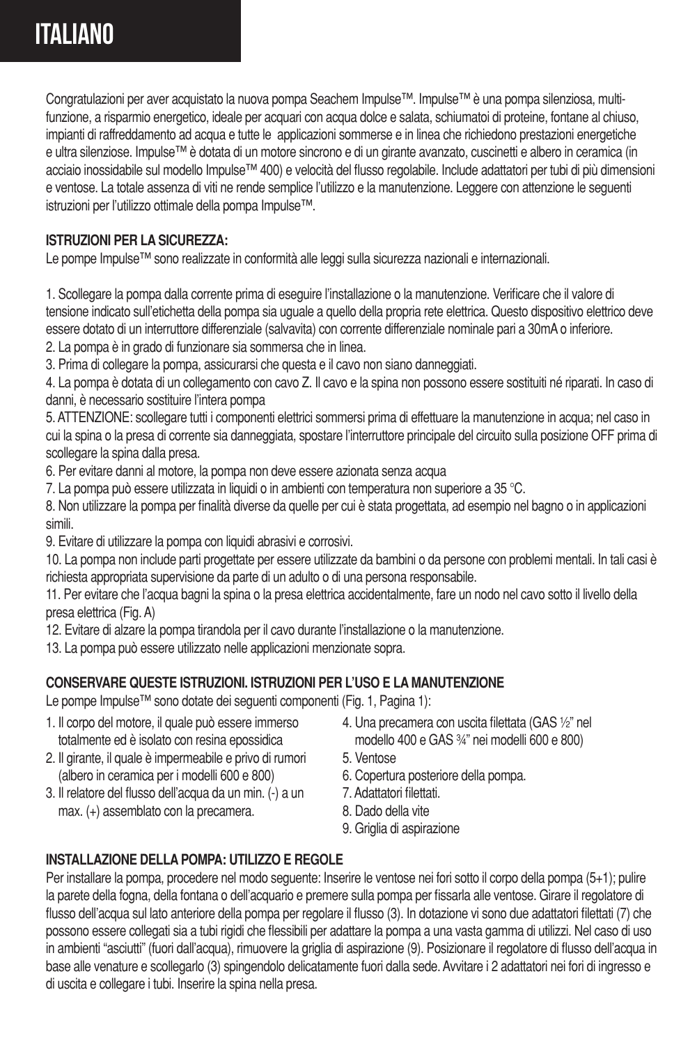# ITALIANO

Congratulazioni per aver acquistato la nuova pompa Seachem Impulse™. Impulse™ è una pompa silenziosa, multi-funzione, a risparmio energetico, ideale per acquari con acqua dolce e salata, schiumatoi di proteine, fontane al chiuso, impianti di raffreddamento ad acqua e tutte le applicazioni sommerse e in linea che richiedono prestazioni energetiche e ultra silenziose. Impulse™ è dotata di un motore sincrono e di un girante avanzato, cuscinetti e albero in ceramica (in acciaio inossidabile sul modello Impulse™ 400) e velocità del flusso regolabile. Include adattatori per tubi di più dimensioni e ventose. La totale assenza di viti ne rende semplice l'utilizzo e la manutenzione. Leggere con attenzione le seguenti istruzioni per l'utilizzo ottimale della pompa Impulse™.

**ISTRUZIONI PER LA SICUREZZA:**
Le pompe Impulse™ sono realizzate in conformità alle leggi sulla sicurezza nazionali e internazionali.

1. Scollegare la pompa dalla corrente prima di eseguire l'installazione o la manutenzione. Verificare che il valore di tensione indicato sull'etichetta della pompa sia uguale a quello della propria rete elettrica. Questo dispositivo elettrico deve essere dotato di un interruttore differenziale (salvavita) con corrente differenziale nominale pari a 30mA o inferiore.
2. La pompa è in grado di funzionare sia sommersa che in linea.
3. Prima di collegare la pompa, assicurarsi che questa e il cavo non siano danneggiati.
4. La pompa è dotata di un collegamento con cavo Z. Il cavo e la spina non possono essere sostituiti né riparati. In caso di danni, è necessario sostituire l'intera pompa
5. ATTENZIONE: scollegare tutti i componenti elettrici sommersi prima di effettuare la manutenzione in acqua; nel caso in cui la spina o la presa di corrente sia danneggiata, spostare l'interruttore principale del circuito sulla posizione OFF prima di scollegare la spina dalla presa.
6. Per evitare danni al motore, la pompa non deve essere azionata senza acqua
7. La pompa può essere utilizzata in liquidi o in ambienti con temperatura non superiore a 35 °C.
8. Non utilizzare la pompa per finalità diverse da quelle per cui è stata progettata, ad esempio nel bagno o in applicazioni simili.
9. Evitare di utilizzare la pompa con liquidi abrasivi e corrosivi.
10. La pompa non include parti progettate per essere utilizzate da bambini o da persone con problemi mentali. In tali casi è richiesta appropriata supervisione da parte di un adulto o di una persona responsabile.
11. Per evitare che l'acqua bagni la spina o la presa elettrica accidentalmente, fare un nodo nel cavo sotto il livello della presa elettrica (Fig. A)
12. Evitare di alzare la pompa tirandola per il cavo durante l'installazione o la manutenzione.
13. La pompa può essere utilizzato nelle applicazioni menzionate sopra.

**CONSERVARE QUESTE ISTRUZIONI. ISTRUZIONI PER L'USO E LA MANUTENZIONE**
Le pompe Impulse™ sono dotate dei seguenti componenti (Fig. 1, Pagina 1):

1. Il corpo del motore, il quale può essere immerso totalmente ed è isolato con resina epossidica
2. Il girante, il quale è impermeabile e privo di rumori (albero in ceramica per i modelli 600 e 800)
3. Il relatore del flusso dell'acqua da un min. (-) a un max. (+) assemblato con la precamera.
4. Una precamera con uscita filettata (GAS ½" nel modello 400 e GAS ¾" nei modelli 600 e 800)
5. Ventose
6. Copertura posteriore della pompa.
7. Adattatori filettati.
8. Dado della vite
9. Griglia di aspirazione

**INSTALLAZIONE DELLA POMPA: UTILIZZO E REGOLE**
Per installare la pompa, procedere nel modo seguente: Inserire le ventose nei fori sotto il corpo della pompa (5+1); pulire la parete della fogna, della fontana o dell'acquario e premere sulla pompa per fissarla alle ventose. Girare il regolatore di flusso dell'acqua sul lato anteriore della pompa per regolare il flusso (3). In dotazione vi sono due adattatori filettati (7) che possono essere collegati sia a tubi rigidi che flessibili per adattare la pompa a una vasta gamma di utilizzi. Nel caso di uso in ambienti "asciutti" (fuori dall'acqua), rimuovere la griglia di aspirazione (9). Posizionare il regolatore di flusso dell'acqua in base alle venature e scollegarlo (3) spingendolo delicatamente fuori dalla sede. Avvitare i 2 adattatori nei fori di ingresso e di uscita e collegare i tubi. Inserire la spina nella presa.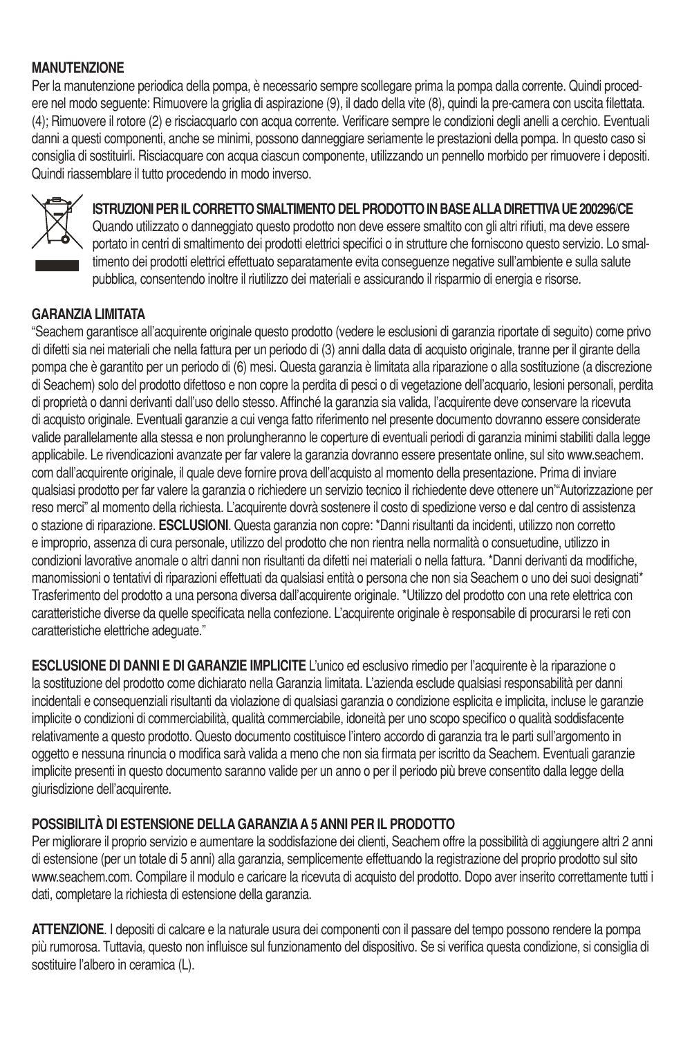**MANUTENZIONE**

Per la manutenzione periodica della pompa, è necessario sempre scollegare prima la pompa dalla corrente. Quindi procedere nel modo seguente: Rimuovere la griglia di aspirazione (9), il dado della vite (8), quindi la pre-camera con uscita filettata. (4); Rimuovere il rotore (2) e risciacquarlo con acqua corrente. Verificare sempre le condizioni degli anelli a cerchio. Eventuali danni a questi componenti, anche se minimi, possono danneggiare seriamente le prestazioni della pompa. In questo caso si consiglia di sostituirli. Risciacquare con acqua ciascun componente, utilizzando un pennello morbido per rimuovere i depositi. Quindi riassemblare il tutto procedendo in modo inverso.

**ISTRUZIONI PER IL CORRETTO SMALTIMENTO DEL PRODOTTO IN BASE ALLA DIRETTIVA UE 200296/CE**

Quando utilizzato o danneggiato questo prodotto non deve essere smaltito con gli altri rifiuti, ma deve essere portato in centri di smaltimento dei prodotti elettrici specifici o in strutture che forniscono questo servizio. Lo smaltimento dei prodotti elettrici effettuato separatamente evita conseguenze negative sull'ambiente e sulla salute pubblica, consentendo inoltre il riutilizzo dei materiali e assicurando il risparmio di energia e risorse.

**GARANZIA LIMITATA**

"Seachem garantisce all'acquirente originale questo prodotto (vedere le esclusioni di garanzia riportate di seguito) come privo di difetti sia nei materiali che nella fattura per un periodo di (3) anni dalla data di acquisto originale, tranne per il girante della pompa che è garantito per un periodo di (6) mesi. Questa garanzia è limitata alla riparazione o alla sostituzione (a discrezione di Seachem) solo del prodotto difettoso e non copre la perdita di pesci o di vegetazione dell'acquario, lesioni personali, perdita di proprietà o danni derivanti dall'uso dello stesso. Affinché la garanzia sia valida, l'acquirente deve conservare la ricevuta di acquisto originale. Eventuali garanzie a cui venga fatto riferimento nel presente documento dovranno essere considerate valide parallelamente alla stessa e non prolungheranno le coperture di eventuali periodi di garanzia minimi stabiliti dalla legge applicabile. Le rivendicazioni avanzate per far valere la garanzia dovranno essere presentate online, sul sito www.seachem.com dall'acquirente originale, il quale deve fornire prova dell'acquisto al momento della presentazione. Prima di inviare qualsiasi prodotto per far valere la garanzia o richiedere un servizio tecnico il richiedente deve ottenere un'"Autorizzazione per reso merci" al momento della richiesta. L'acquirente dovrà sostenere il costo di spedizione verso e dal centro di assistenza o stazione di riparazione. **ESCLUSIONI**. Questa garanzia non copre: *Danni risultanti da incidenti, utilizzo non corretto e improprio, assenza di cura personale, utilizzo del prodotto che non rientra nella normalità o consuetudine, utilizzo in condizioni lavorative anomale o altri danni non risultanti da difetti nei materiali o nella fattura. *Danni derivanti da modifiche, manomissioni o tentativi di riparazioni effettuati da qualsiasi entità o persona che non sia Seachem o uno dei suoi designati* Trasferimento del prodotto a una persona diversa dall'acquirente originale. *Utilizzo del prodotto con una rete elettrica con caratteristiche diverse da quelle specificata nella confezione. L'acquirente originale è responsabile di procurarsi le reti con caratteristiche elettriche adeguate."

**ESCLUSIONE DI DANNI E DI GARANZIE IMPLICITE** L'unico ed esclusivo rimedio per l'acquirente è la riparazione o la sostituzione del prodotto come dichiarato nella Garanzia limitata. L'azienda esclude qualsiasi responsabilità per danni incidentali e consequenziali risultanti da violazione di qualsiasi garanzia o condizione esplicita e implicita, incluse le garanzie implicite o condizioni di commerciabilità, qualità commerciabile, idoneità per uno scopo specifico o qualità soddisfacente relativamente a questo prodotto. Questo documento costituisce l'intero accordo di garanzia tra le parti sull'argomento in oggetto e nessuna rinuncia o modifica sarà valida a meno che non sia firmata per iscritto da Seachem. Eventuali garanzie implicite presenti in questo documento saranno valide per un anno o per il periodo più breve consentito dalla legge della giurisdizione dell'acquirente.

**POSSIBILITÀ DI ESTENSIONE DELLA GARANZIA A 5 ANNI PER IL PRODOTTO**

Per migliorare il proprio servizio e aumentare la soddisfazione dei clienti, Seachem offre la possibilità di aggiungere altri 2 anni di estensione (per un totale di 5 anni) alla garanzia, semplicemente effettuando la registrazione del proprio prodotto sul sito www.seachem.com. Compilare il modulo e caricare la ricevuta di acquisto del prodotto. Dopo aver inserito correttamente tutti i dati, completare la richiesta di estensione della garanzia.

**ATTENZIONE**. I depositi di calcare e la naturale usura dei componenti con il passare del tempo possono rendere la pompa più rumorosa. Tuttavia, questo non influisce sul funzionamento del dispositivo. Se si verifica questa condizione, si consiglia di sostituire l'albero in ceramica (L).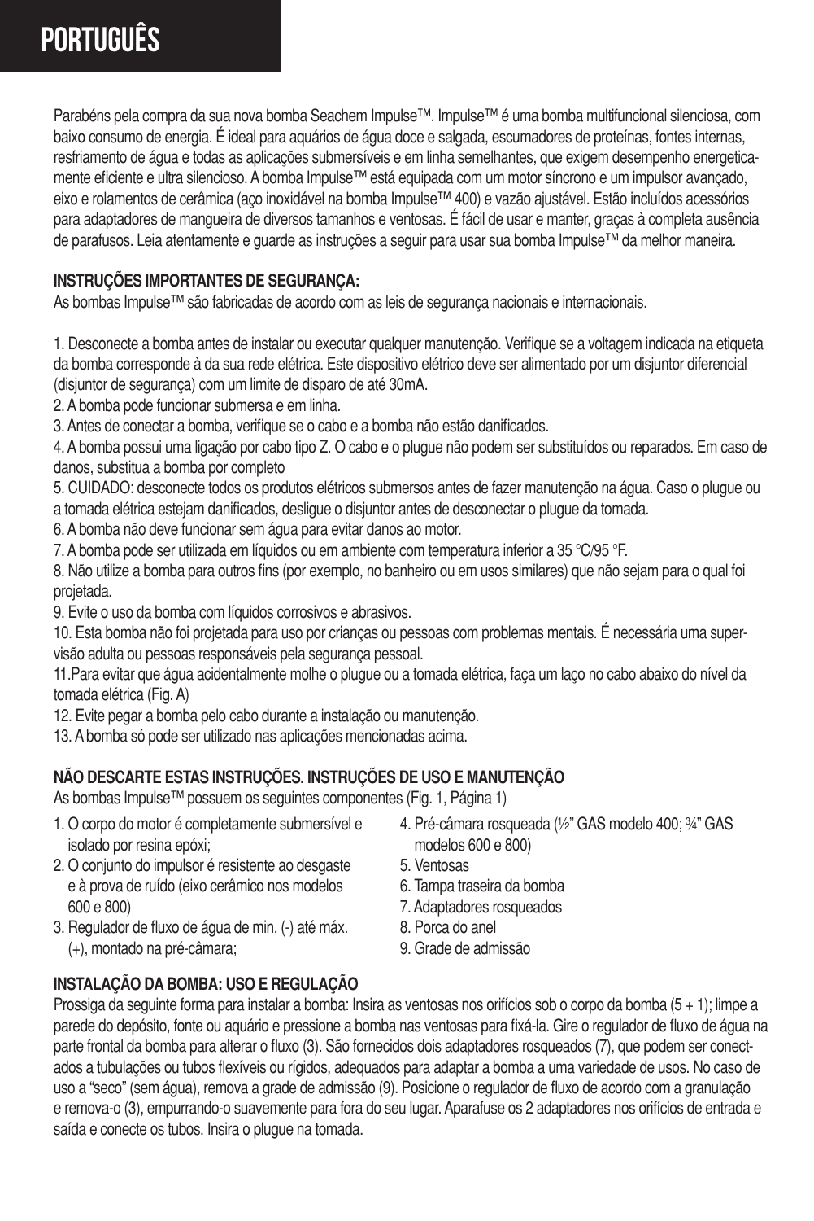# PORTUGUÊS

Parabéns pela compra da sua nova bomba Seachem Impulse™. Impulse™ é uma bomba multifuncional silenciosa, com baixo consumo de energia. É ideal para aquários de água doce e salgada, escumadores de proteínas, fontes internas, resfriamento de água e todas as aplicações submersíveis e em linha semelhantes, que exigem desempenho energeticamente eficiente e ultra silencioso. A bomba Impulse™ está equipada com um motor síncrono e um impulsor avançado, eixo e rolamentos de cerâmica (aço inoxidável na bomba Impulse™ 400) e vazão ajustável. Estão incluídos acessórios para adaptadores de mangueira de diversos tamanhos e ventosas. É fácil de usar e manter, graças à completa ausência de parafusos. Leia atentamente e guarde as instruções a seguir para usar sua bomba Impulse™ da melhor maneira.

**INSTRUÇÕES IMPORTANTES DE SEGURANÇA:**

As bombas Impulse™ são fabricadas de acordo com as leis de segurança nacionais e internacionais.

1. Desconecte a bomba antes de instalar ou executar qualquer manutenção. Verifique se a voltagem indicada na etiqueta da bomba corresponde à da sua rede elétrica. Este dispositivo elétrico deve ser alimentado por um disjuntor diferencial (disjuntor de segurança) com um limite de disparo de até 30mA.
2. A bomba pode funcionar submersa e em linha.
3. Antes de conectar a bomba, verifique se o cabo e a bomba não estão danificados.
4. A bomba possui uma ligação por cabo tipo Z. O cabo e o plugue não podem ser substituídos ou reparados. Em caso de danos, substitua a bomba por completo
5. CUIDADO: desconecte todos os produtos elétricos submersos antes de fazer manutenção na água. Caso o plugue ou a tomada elétrica estejam danificados, desligue o disjuntor antes de desconectar o plugue da tomada.
6. A bomba não deve funcionar sem água para evitar danos ao motor.
7. A bomba pode ser utilizada em líquidos ou em ambiente com temperatura inferior a 35 °C/95 °F.
8. Não utilize a bomba para outros fins (por exemplo, no banheiro ou em usos similares) que não sejam para o qual foi projetada.
9. Evite o uso da bomba com líquidos corrosivos e abrasivos.
10. Esta bomba não foi projetada para uso por crianças ou pessoas com problemas mentais. É necessária uma supervisão adulta ou pessoas responsáveis pela segurança pessoal.
11. Para evitar que água acidentalmente molhe o plugue ou a tomada elétrica, faça um laço no cabo abaixo do nível da tomada elétrica (Fig. A)
12. Evite pegar a bomba pelo cabo durante a instalação ou manutenção.
13. A bomba só pode ser utilizado nas aplicações mencionadas acima.

**NÃO DESCARTE ESTAS INSTRUÇÕES. INSTRUÇÕES DE USO E MANUTENÇÃO**

As bombas Impulse™ possuem os seguintes componentes (Fig. 1, Página 1)

1. O corpo do motor é completamente submersível e isolado por resina epóxi;
2. O conjunto do impulsor é resistente ao desgaste e à prova de ruído (eixo cerâmico nos modelos 600 e 800)
3. Regulador de fluxo de água de min. (-) até máx. (+), montado na pré-câmara;
4. Pré-câmara rosqueada (½" GAS modelo 400; ¾" GAS modelos 600 e 800)
5. Ventosas
6. Tampa traseira da bomba
7. Adaptadores rosqueados
8. Porca do anel
9. Grade de admissão

**INSTALAÇÃO DA BOMBA: USO E REGULAÇÃO**

Prossiga da seguinte forma para instalar a bomba: Insira as ventosas nos orifícios sob o corpo da bomba (5 + 1); limpe a parede do depósito, fonte ou aquário e pressione a bomba nas ventosas para fixá-la. Gire o regulador de fluxo de água na parte frontal da bomba para alterar o fluxo (3). São fornecidos dois adaptadores rosqueados (7), que podem ser conectados a tubulações ou tubos flexíveis ou rígidos, adequados para adaptar a bomba a uma variedade de usos. No caso de uso a "seco" (sem água), remova a grade de admissão (9). Posicione o regulador de fluxo de acordo com a granulação e remova-o (3), empurrando-o suavemente para fora do seu lugar. Aparafuse os 2 adaptadores nos orifícios de entrada e saída e conecte os tubos. Insira o plugue na tomada.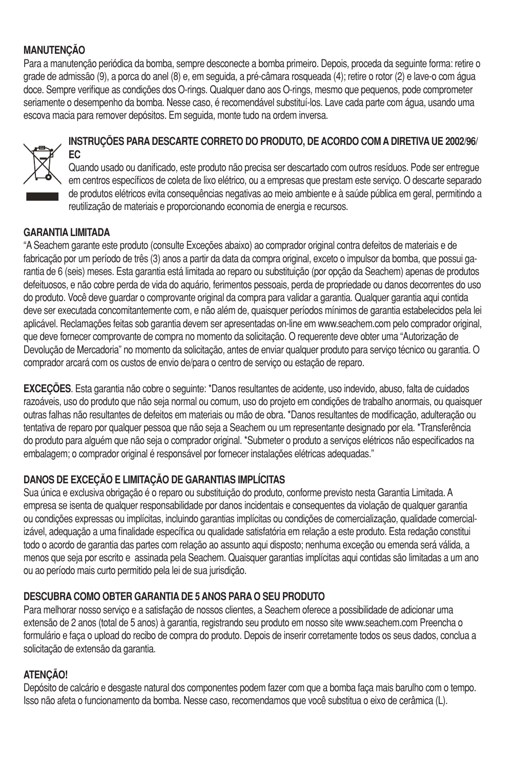**MANUTENÇÃO**

Para a manutenção periódica da bomba, sempre desconecte a bomba primeiro. Depois, proceda da seguinte forma: retire o grade de admissão (9), a porca do anel (8) e, em seguida, a pré-câmara rosqueada (4); retire o rotor (2) e lave-o com água doce. Sempre verifique as condições dos O-rings. Qualquer dano aos O-rings, mesmo que pequenos, pode comprometer seriamente o desempenho da bomba. Nesse caso, é recomendável substituí-los. Lave cada parte com água, usando uma escova macia para remover depósitos. Em seguida, monte tudo na ordem inversa.

**INSTRUÇÕES PARA DESCARTE CORRETO DO PRODUTO, DE ACORDO COM A DIRETIVA UE 2002/96/EC**

Quando usado ou danificado, este produto não precisa ser descartado com outros resíduos. Pode ser entregue em centros específicos de coleta de lixo elétrico, ou a empresas que prestam este serviço. O descarte separado de produtos elétricos evita consequências negativas ao meio ambiente e à saúde pública em geral, permitindo a reutilização de materiais e proporcionando economia de energia e recursos.

**GARANTIA LIMITADA**

"A Seachem garante este produto (consulte Exceções abaixo) ao comprador original contra defeitos de materiais e de fabricação por um período de três (3) anos a partir da data da compra original, exceto o impulsor da bomba, que possui garantia de 6 (seis) meses. Esta garantia está limitada ao reparo ou substituição (por opção da Seachem) apenas de produtos defeituosos, e não cobre perda de vida do aquário, ferimentos pessoais, perda de propriedade ou danos decorrentes do uso do produto. Você deve guardar o comprovante original da compra para validar a garantia. Qualquer garantia aqui contida deve ser executada concomitantemente com, e não além de, quaisquer períodos mínimos de garantia estabelecidos pela lei aplicável. Reclamações feitas sob garantia devem ser apresentadas on-line em www.seachem.com pelo comprador original, que deve fornecer comprovante de compra no momento da solicitação. O requerente deve obter uma "Autorização de Devolução de Mercadoria" no momento da solicitação, antes de enviar qualquer produto para serviço técnico ou garantia. O comprador arcará com os custos de envio de/para o centro de serviço ou estação de reparo.

**EXCEÇÕES**. Esta garantia não cobre o seguinte: *Danos resultantes de acidente, uso indevido, abuso, falta de cuidados razoáveis, uso do produto que não seja normal ou comum, uso do projeto em condições de trabalho anormais, ou quaisquer outras falhas não resultantes de defeitos em materiais ou mão de obra. *Danos resultantes de modificação, adulteração ou tentativa de reparo por qualquer pessoa que não seja a Seachem ou um representante designado por ela. *Transferência do produto para alguém que não seja o comprador original. *Submeter o produto a serviços elétricos não especificados na embalagem; o comprador original é responsável por fornecer instalações elétricas adequadas."

**DANOS DE EXCEÇÃO E LIMITAÇÃO DE GARANTIAS IMPLÍCITAS**

Sua única e exclusiva obrigação é o reparo ou substituição do produto, conforme previsto nesta Garantia Limitada. A empresa se isenta de qualquer responsabilidade por danos incidentais e consequentes da violação de qualquer garantia ou condições expressas ou implícitas, incluindo garantias implícitas ou condições de comercialização, qualidade comercializável, adequação a uma finalidade específica ou qualidade satisfatória em relação a este produto. Esta redação constitui todo o acordo de garantia das partes com relação ao assunto aqui disposto; nenhuma exceção ou emenda será válida, a menos que seja por escrito e assinada pela Seachem. Quaisquer garantias implícitas aqui contidas são limitadas a um ano ou ao período mais curto permitido pela lei de sua jurisdição.

**DESCUBRA COMO OBTER GARANTIA DE 5 ANOS PARA O SEU PRODUTO**

Para melhorar nosso serviço e a satisfação de nossos clientes, a Seachem oferece a possibilidade de adicionar uma extensão de 2 anos (total de 5 anos) à garantia, registrando seu produto em nosso site www.seachem.com Preencha o formulário e faça o upload do recibo de compra do produto. Depois de inserir corretamente todos os seus dados, conclua a solicitação de extensão da garantia.

**ATENÇÃO!**

Depósito de calcário e desgaste natural dos componentes podem fazer com que a bomba faça mais barulho com o tempo. Isso não afeta o funcionamento da bomba. Nesse caso, recomendamos que você substitua o eixo de cerâmica (L).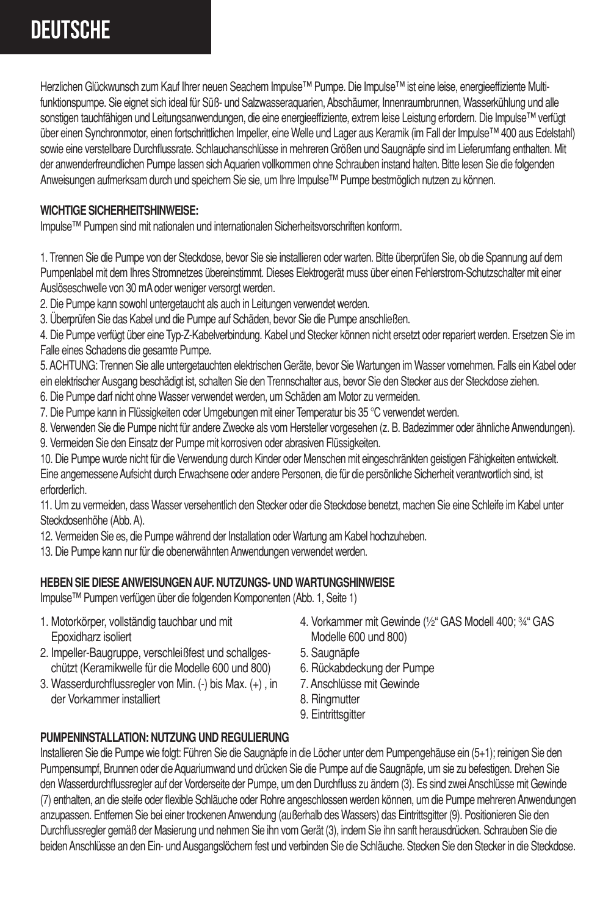# DEUTSCHE

Herzlichen Glückwunsch zum Kauf Ihrer neuen Seachem Impulse™ Pumpe. Die Impulse™ ist eine leise, energieeffiziente Multifunktionspumpe. Sie eignet sich ideal für Süß- und Salzwasseraquarien, Abschäumer, Innenraumbrunnen, Wasserkühlung und alle sonstigen tauchfähigen und Leitungsanwendungen, die eine energieeffiziente, extrem leise Leistung erfordern. Die Impulse™ verfügt über einen Synchronmotor, einen fortschrittlichen Impeller, eine Welle und Lager aus Keramik (im Fall der Impulse™ 400 aus Edelstahl) sowie eine verstellbare Durchflussrate. Schlauchanschlüsse in mehreren Größen und Saugnäpfe sind im Lieferumfang enthalten. Mit der anwenderfreundlichen Pumpe lassen sich Aquarien vollkommen ohne Schrauben instand halten. Bitte lesen Sie die folgenden Anweisungen aufmerksam durch und speichern Sie sie, um Ihre Impulse™ Pumpe bestmöglich nutzen zu können.

**WICHTIGE SICHERHEITSHINWEISE:**
Impulse™ Pumpen sind mit nationalen und internationalen Sicherheitsvorschriften konform.

1. Trennen Sie die Pumpe von der Steckdose, bevor Sie sie installieren oder warten. Bitte überprüfen Sie, ob die Spannung auf dem Pumpenlabel mit dem Ihres Stromnetzes übereinstimmt. Dieses Elektrogerät muss über einen Fehlerstrom-Schutzschalter mit einer Auslöseschwelle von 30 mA oder weniger versorgt werden.
2. Die Pumpe kann sowohl untergetaucht als auch in Leitungen verwendet werden.
3. Überprüfen Sie das Kabel und die Pumpe auf Schäden, bevor Sie die Pumpe anschließen.
4. Die Pumpe verfügt über eine Typ-Z-Kabelverbindung. Kabel und Stecker können nicht ersetzt oder repariert werden. Ersetzen Sie im Falle eines Schadens die gesamte Pumpe.
5. ACHTUNG: Trennen Sie alle untergetauchten elektrischen Geräte, bevor Sie Wartungen im Wasser vornehmen. Falls ein Kabel oder ein elektrischer Ausgang beschädigt ist, schalten Sie den Trennschalter aus, bevor Sie den Stecker aus der Steckdose ziehen.
6. Die Pumpe darf nicht ohne Wasser verwendet werden, um Schäden am Motor zu vermeiden.
7. Die Pumpe kann in Flüssigkeiten oder Umgebungen mit einer Temperatur bis 35 °C verwendet werden.
8. Verwenden Sie die Pumpe nicht für andere Zwecke als vom Hersteller vorgesehen (z. B. Badezimmer oder ähnliche Anwendungen).
9. Vermeiden Sie den Einsatz der Pumpe mit korrosiven oder abrasiven Flüssigkeiten.
10. Die Pumpe wurde nicht für die Verwendung durch Kinder oder Menschen mit eingeschränkten geistigen Fähigkeiten entwickelt. Eine angemessene Aufsicht durch Erwachsene oder andere Personen, die für die persönliche Sicherheit verantwortlich sind, ist erforderlich.
11. Um zu vermeiden, dass Wasser versehentlich den Stecker oder die Steckdose benetzt, machen Sie eine Schleife im Kabel unter Steckdosenhöhe (Abb. A).
12. Vermeiden Sie es, die Pumpe während der Installation oder Wartung am Kabel hochzuheben.
13. Die Pumpe kann nur für die obenerwähnten Anwendungen verwendet werden.

**HEBEN SIE DIESE ANWEISUNGEN AUF. NUTZUNGS- UND WARTUNGSHINWEISE**
Impulse™ Pumpen verfügen über die folgenden Komponenten (Abb. 1, Seite 1)

1. Motorkörper, vollständig tauchbar und mit Epoxidharz isoliert
2. Impeller-Baugruppe, verschleißfest und schallgeschützt (Keramikwelle für die Modelle 600 und 800)
3. Wasserdurchflussregler von Min. (-) bis Max. (+) , in der Vorkammer installiert
4. Vorkammer mit Gewinde (½" GAS Modell 400; ¾" GAS Modelle 600 und 800)
5. Saugnäpfe
6. Rückabdeckung der Pumpe
7. Anschlüsse mit Gewinde
8. Ringmutter
9. Eintrittsgitter

**PUMPENINSTALLATION: NUTZUNG UND REGULIERUNG**
Installieren Sie die Pumpe wie folgt: Führen Sie die Saugnäpfe in die Löcher unter dem Pumpengehäuse ein (5+1); reinigen Sie den Pumpensumpf, Brunnen oder die Aquariumwand und drücken Sie die Pumpe auf die Saugnäpfe, um sie zu befestigen. Drehen Sie den Wasserdurchflussregler auf der Vorderseite der Pumpe, um den Durchfluss zu ändern (3). Es sind zwei Anschlüsse mit Gewinde (7) enthalten, an die steife oder flexible Schläuche oder Rohre angeschlossen werden können, um die Pumpe mehreren Anwendungen anzupassen. Entfernen Sie bei einer trockenen Anwendung (außerhalb des Wassers) das Eintrittsgitter (9). Positionieren Sie den Durchflussregler gemäß der Masierung und nehmen Sie ihn vom Gerät (3), indem Sie ihn sanft herausdrücken. Schrauben Sie die beiden Anschlüsse an den Ein- und Ausgangslöchern fest und verbinden Sie die Schläuche. Stecken Sie den Stecker in die Steckdose.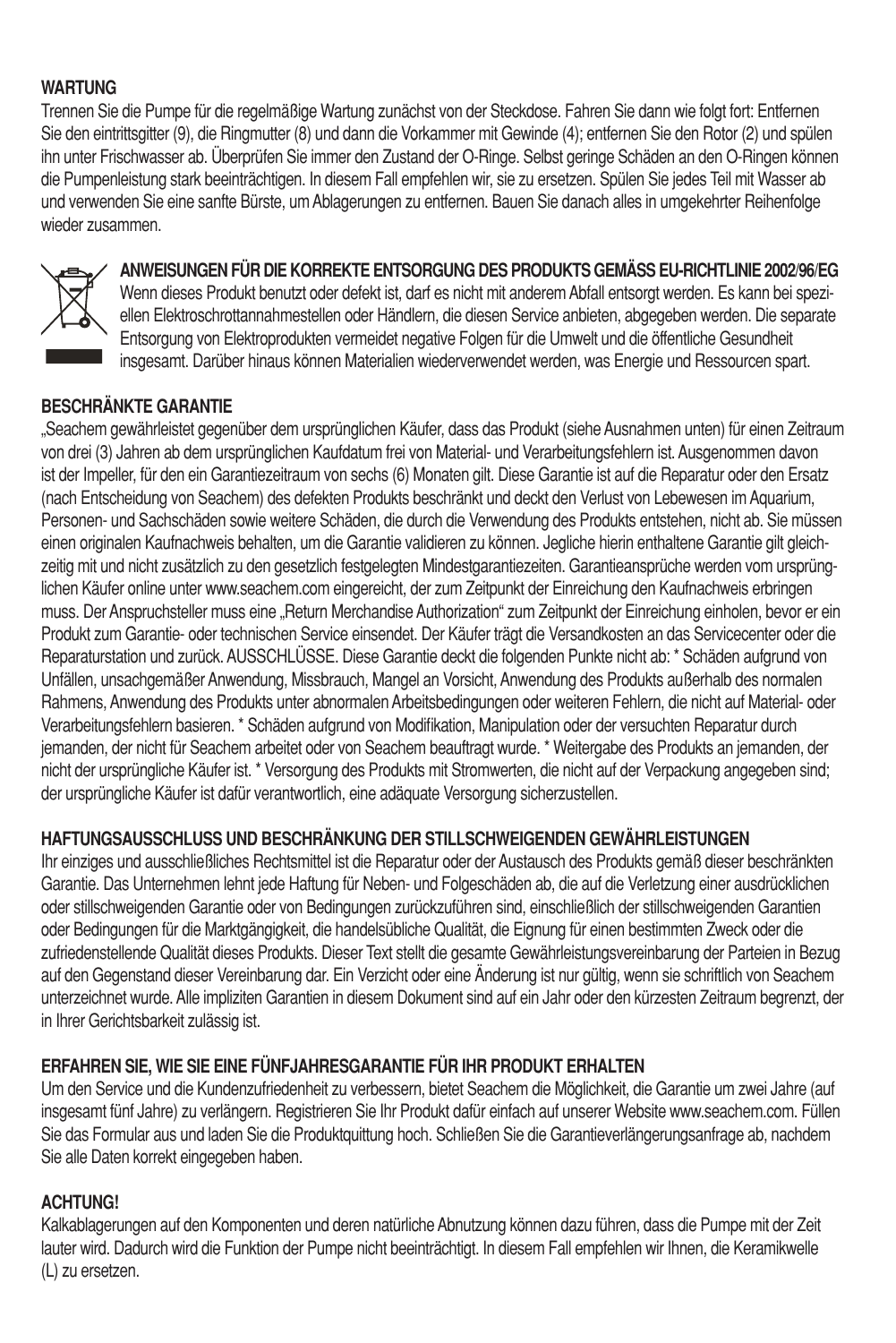## WARTUNG

Trennen Sie die Pumpe für die regelmäßige Wartung zunächst von der Steckdose. Fahren Sie dann wie folgt fort: Entfernen Sie den eintrittsgitter (9), die Ringmutter (8) und dann die Vorkammer mit Gewinde (4); entfernen Sie den Rotor (2) und spülen ihn unter Frischwasser ab. Überprüfen Sie immer den Zustand der O-Ringe. Selbst geringe Schäden an den O-Ringen können die Pumpenleistung stark beeinträchtigen. In diesem Fall empfehlen wir, sie zu ersetzen. Spülen Sie jedes Teil mit Wasser ab und verwenden Sie eine sanfte Bürste, um Ablagerungen zu entfernen. Bauen Sie danach alles in umgekehrter Reihenfolge wieder zusammen.

## ANWEISUNGEN FÜR DIE KORREKTE ENTSORGUNG DES PRODUKTS GEMÄSS EU-RICHTLINIE 2002/96/EG

Wenn dieses Produkt benutzt oder defekt ist, darf es nicht mit anderem Abfall entsorgt werden. Es kann bei speziellen Elektroschrottannahmestellen oder Händlern, die diesen Service anbieten, abgegeben werden. Die separate Entsorgung von Elektroprodukten vermeidet negative Folgen für die Umwelt und die öffentliche Gesundheit insgesamt. Darüber hinaus können Materialien wiederverwendet werden, was Energie und Ressourcen spart.

## BESCHRÄNKTE GARANTIE

„Seachem gewährleistet gegenüber dem ursprünglichen Käufer, dass das Produkt (siehe Ausnahmen unten) für einen Zeitraum von drei (3) Jahren ab dem ursprünglichen Kaufdatum frei von Material- und Verarbeitungsfehlern ist. Ausgenommen davon ist der Impeller, für den ein Garantiezeitraum von sechs (6) Monaten gilt. Diese Garantie ist auf die Reparatur oder den Ersatz (nach Entscheidung von Seachem) des defekten Produkts beschränkt und deckt den Verlust von Lebewesen im Aquarium, Personen- und Sachschäden sowie weitere Schäden, die durch die Verwendung des Produkts entstehen, nicht ab. Sie müssen einen originalen Kaufnachweis behalten, um die Garantie validieren zu können. Jegliche hierin enthaltene Garantie gilt gleichzeitig mit und nicht zusätzlich zu den gesetzlich festgelegten Mindestgarantiezeiten. Garantieansprüche werden vom ursprünglichen Käufer online unter www.seachem.com eingereicht, der zum Zeitpunkt der Einreichung den Kaufnachweis erbringen muss. Der Anspruchsteller muss eine „Return Merchandise Authorization" zum Zeitpunkt der Einreichung einholen, bevor er ein Produkt zum Garantie- oder technischen Service einsendet. Der Käufer trägt die Versandkosten an das Servicecenter oder die Reparaturstation und zurück. AUSSCHLÜSSE. Diese Garantie deckt die folgenden Punkte nicht ab: * Schäden aufgrund von Unfällen, unsachgemäßer Anwendung, Missbrauch, Mangel an Vorsicht, Anwendung des Produkts außerhalb des normalen Rahmens, Anwendung des Produkts unter abnormalen Arbeitsbedingungen oder weiteren Fehlern, die nicht auf Material- oder Verarbeitungsfehlern basieren. * Schäden aufgrund von Modifikation, Manipulation oder der versuchten Reparatur durch jemanden, der nicht für Seachem arbeitet oder von Seachem beauftragt wurde. * Weitergabe des Produkts an jemanden, der nicht der ursprüngliche Käufer ist. * Versorgung des Produkts mit Stromwerten, die nicht auf der Verpackung angegeben sind; der ursprüngliche Käufer ist dafür verantwortlich, eine adäquate Versorgung sicherzustellen.

## HAFTUNGSAUSSCHLUSS UND BESCHRÄNKUNG DER STILLSCHWEIGENDEN GEWÄHRLEISTUNGEN

Ihr einziges und ausschließliches Rechtsmittel ist die Reparatur oder der Austausch des Produkts gemäß dieser beschränkten Garantie. Das Unternehmen lehnt jede Haftung für Neben- und Folgeschäden ab, die auf die Verletzung einer ausdrücklichen oder stillschweigenden Garantie oder von Bedingungen zurückzuführen sind, einschließlich der stillschweigenden Garantien oder Bedingungen für die Marktgängigkeit, die handelsübliche Qualität, die Eignung für einen bestimmten Zweck oder die zufriedenstellende Qualität dieses Produkts. Dieser Text stellt die gesamte Gewährleistungsvereinbarung der Parteien in Bezug auf den Gegenstand dieser Vereinbarung dar. Ein Verzicht oder eine Änderung ist nur gültig, wenn sie schriftlich von Seachem unterzeichnet wurde. Alle impliziten Garantien in diesem Dokument sind auf ein Jahr oder den kürzesten Zeitraum begrenzt, der in Ihrer Gerichtsbarkeit zulässig ist.

## ERFAHREN SIE, WIE SIE EINE FÜNFJAHRESGARANTIE FÜR IHR PRODUKT ERHALTEN

Um den Service und die Kundenzufriedenheit zu verbessern, bietet Seachem die Möglichkeit, die Garantie um zwei Jahre (auf insgesamt fünf Jahre) zu verlängern. Registrieren Sie Ihr Produkt dafür einfach auf unserer Website www.seachem.com. Füllen Sie das Formular aus und laden Sie die Produktquittung hoch. Schließen Sie die Garantieverlängerungsanfrage ab, nachdem Sie alle Daten korrekt eingegeben haben.

## ACHTUNG!

Kalkablagerungen auf den Komponenten und deren natürliche Abnutzung können dazu führen, dass die Pumpe mit der Zeit lauter wird. Dadurch wird die Funktion der Pumpe nicht beeinträchtigt. In diesem Fall empfehlen wir Ihnen, die Keramikwelle (L) zu ersetzen.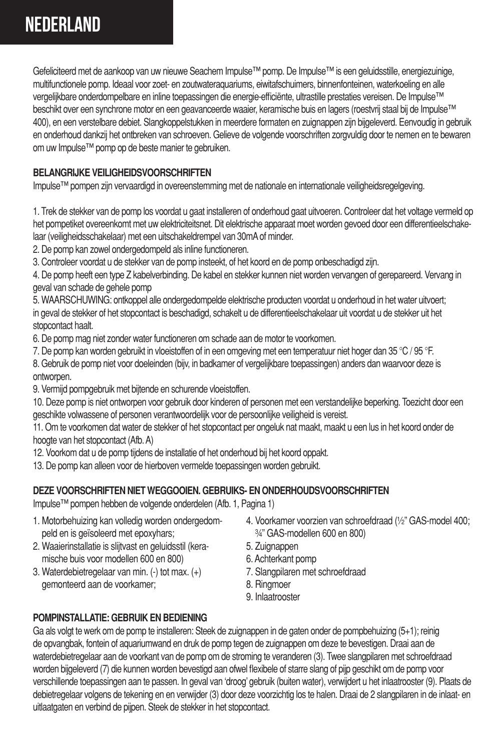# NEDERLAND

Gefeliciteerd met de aankoop van uw nieuwe Seachem Impulse™ pomp. De Impulse™ is een geluidsstille, energiezuinige, multifunctionele pomp. Ideaal voor zoet- en zoutwateraquariums, eiwitafschuimers, binnenfonteinen, waterkoeling en alle vergelijkbare onderdompelbare en inline toepassingen die energie-efficiënte, ultrastille prestaties vereisen. De Impulse™ beschikt over een synchrone motor en een geavanceerde waaier, keramische buis en lagers (roestvrij staal bij de Impulse™ 400), en een verstelbare debiet. Slangkoppelstukken in meerdere formaten en zuignappen zijn bijgeleverd. Eenvoudig in gebruik en onderhoud dankzij het ontbreken van schroeven. Gelieve de volgende voorschriften zorgvuldig door te nemen en te bewaren om uw Impulse™ pomp op de beste manier te gebruiken.

**BELANGRIJKE VEILIGHEIDSVOORSCHRIFTEN**

Impulse™ pompen zijn vervaardigd in overeenstemming met de nationale en internationale veiligheidsregelgeving.

1. Trek de stekker van de pomp los voordat u gaat installeren of onderhoud gaat uitvoeren. Controleer dat het voltage vermeld op het pompetiket overeenkomt met uw elektriciteitsnet. Dit elektrische apparaat moet worden gevoed door een differentieelschakelaar (veiligheidsschakelaar) met een uitschakeldrempel van 30mA of minder.
2. De pomp kan zowel ondergedompeld als inline functioneren.
3. Controleer voordat u de stekker van de pomp insteekt, of het koord en de pomp onbeschadigd zijn.
4. De pomp heeft een type Z kabelverbinding. De kabel en stekker kunnen niet worden vervangen of gerepareerd. Vervang in geval van schade de gehele pomp
5. WAARSCHUWING: ontkoppel alle ondergedompelde elektrische producten voordat u onderhoud in het water uitvoert; in geval de stekker of het stopcontact is beschadigd, schakelt u de differentieelschakelaar uit voordat u de stekker uit het stopcontact haalt.
6. De pomp mag niet zonder water functioneren om schade aan de motor te voorkomen.
7. De pomp kan worden gebruikt in vloeistoffen of in een omgeving met een temperatuur niet hoger dan 35 °C / 95 °F.
8. Gebruik de pomp niet voor doeleinden (bijv, in badkamer of vergelijkbare toepassingen) anders dan waarvoor deze is ontworpen.
9. Vermijd pompgebruik met bijtende en schurende vloeistoffen.
10. Deze pomp is niet ontworpen voor gebruik door kinderen of personen met een verstandelijke beperking. Toezicht door een geschikte volwassene of personen verantwoordelijk voor de persoonlijke veiligheid is vereist.
11. Om te voorkomen dat water de stekker of het stopcontact per ongeluk nat maakt, maakt u een lus in het koord onder de hoogte van het stopcontact (Afb. A)
12. Voorkom dat u de pomp tijdens de installatie of het onderhoud bij het koord oppakt.
13. De pomp kan alleen voor de hierboven vermelde toepassingen worden gebruikt.

**DEZE VOORSCHRIFTEN NIET WEGGOOIEN. GEBRUIKS- EN ONDERHOUDSVOORSCHRIFTEN**

Impulse™ pompen hebben de volgende onderdelen (Afb. 1, Pagina 1)

1. Motorbehuizing kan volledig worden ondergedompeld en is geïsoleerd met epoxyhars;
2. Waaierinstallatie is slijtvast en geluidsstil (keramische buis voor modellen 600 en 800)
3. Waterdebietregelaar van min. (-) tot max. (+) gemonteerd aan de voorkamer;
4. Voorkamer voorzien van schroefdraad (½" GAS-model 400; ¾" GAS-modellen 600 en 800)
5. Zuignappen
6. Achterkant pomp
7. Slangpilaren met schroefdraad
8. Ringmoer
9. Inlaatrooster

**POMPINSTALLATIE: GEBRUIK EN BEDIENING**

Ga als volgt te werk om de pomp te installeren: Steek de zuignappen in de gaten onder de pompbehuizing (5+1); reinig de opvangbak, fontein of aquariumwand en druk de pomp tegen de zuignappen om deze te bevestigen. Draai aan de waterdebietregelaar aan de voorkant van de pomp om de stroming te veranderen (3). Twee slangpilaren met schroefdraad worden bijgeleverd (7) die kunnen worden bevestigd aan ofwel flexibele of starre slang of pijp geschikt om de pomp voor verschillende toepassingen aan te passen. In geval van 'droog' gebruik (buiten water), verwijdert u het inlaatrooster (9). Plaats de debietregelaar volgens de tekening en en verwijder (3) door deze voorzichtig los te halen. Draai de 2 slangpilaren in de inlaat- en uitlaatgaten en verbind de pijpen. Steek de stekker in het stopcontact.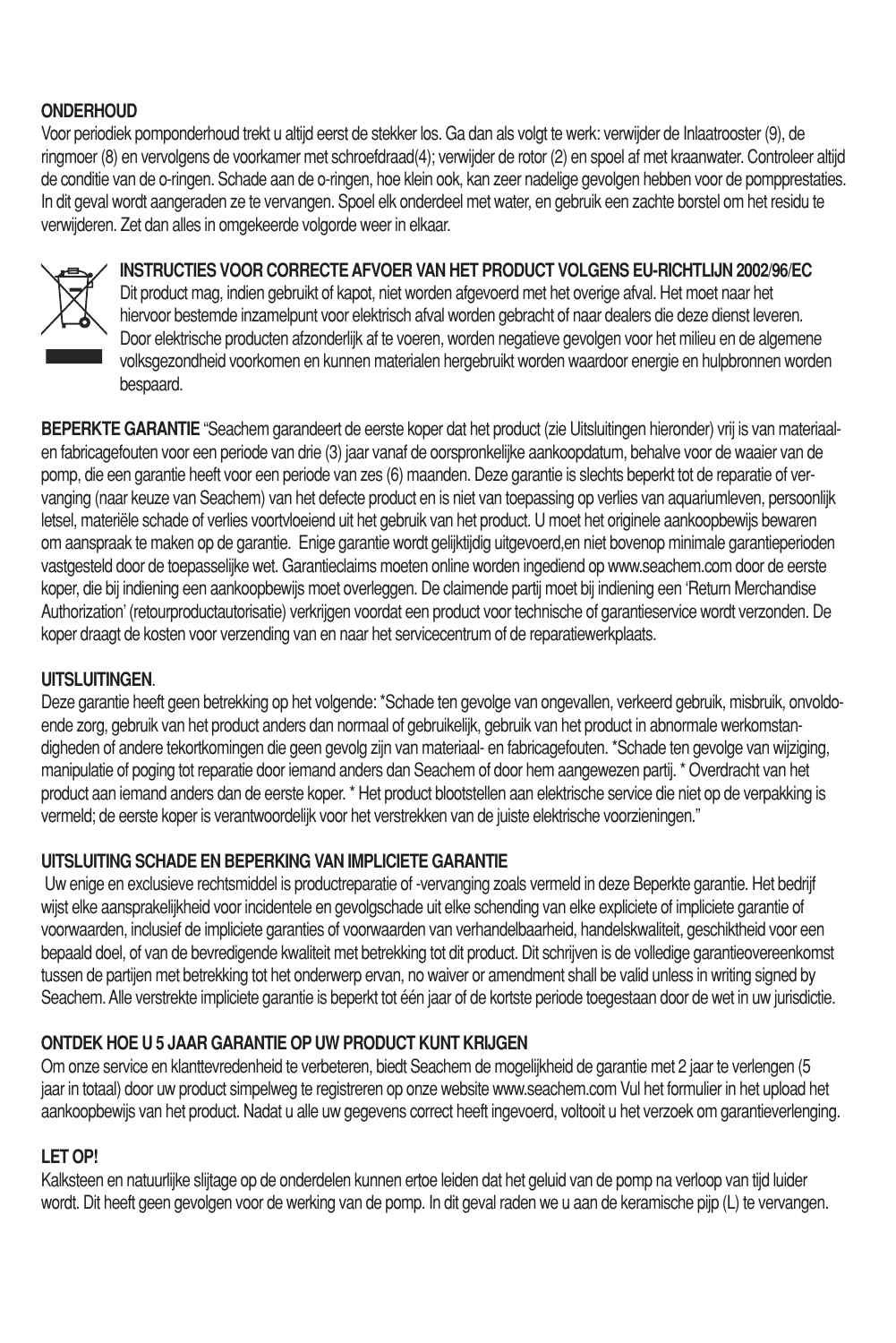**ONDERHOUD**

Voor periodiek pomponderhoud trekt u altijd eerst de stekker los. Ga dan als volgt te werk: verwijder de Inlaatrooster (9), de ringmoer (8) en vervolgens de voorkamer met schroefdraad(4); verwijder de rotor (2) en spoel af met kraanwater. Controleer altijd de conditie van de o-ringen. Schade aan de o-ringen, hoe klein ook, kan zeer nadelige gevolgen hebben voor de pompprestaties. In dit geval wordt aangeraden ze te vervangen. Spoel elk onderdeel met water, en gebruik een zachte borstel om het residu te verwijderen. Zet dan alles in omgekeerde volgorde weer in elkaar.

**INSTRUCTIES VOOR CORRECTE AFVOER VAN HET PRODUCT VOLGENS EU-RICHTLIJN 2002/96/EC**

Dit product mag, indien gebruikt of kapot, niet worden afgevoerd met het overige afval. Het moet naar het hiervoor bestemde inzamelpunt voor elektrisch afval worden gebracht of naar dealers die deze dienst leveren. Door elektrische producten afzonderlijk af te voeren, worden negatieve gevolgen voor het milieu en de algemene volksgezondheid voorkomen en kunnen materialen hergebruikt worden waardoor energie en hulpbronnen worden bespaard.

**BEPERKTE GARANTIE** "Seachem garandeert de eerste koper dat het product (zie Uitsluitingen hieronder) vrij is van materiaal- en fabricagefouten voor een periode van drie (3) jaar vanaf de oorspronkelijke aankoopdatum, behalve voor de waaier van de pomp, die een garantie heeft voor een periode van zes (6) maanden. Deze garantie is slechts beperkt tot de reparatie of vervanging (naar keuze van Seachem) van het defecte product en is niet van toepassing op verlies van aquariumleven, persoonlijk letsel, materiële schade of verlies voortvloeiend uit het gebruik van het product. U moet het originele aankoopbewijs bewaren om aanspraak te maken op de garantie. Enige garantie wordt gelijktijdig uitgevoerd,en niet bovenop minimale garantieperioden vastgesteld door de toepasselijke wet. Garantieclaims moeten online worden ingediend op www.seachem.com door de eerste koper, die bij indiening een aankoopbewijs moet overleggen. De claimende partij moet bij indiening een 'Return Merchandise Authorization' (retourproductautorisatie) verkrijgen voordat een product voor technische of garantieservice wordt verzonden. De koper draagt de kosten voor verzending van en naar het servicecentrum of de reparatiewerkplaats.

**UITSLUITINGEN**.

Deze garantie heeft geen betrekking op het volgende: *Schade ten gevolge van ongevallen, verkeerd gebruik, misbruik, onvoldoende zorg, gebruik van het product anders dan normaal of gebruikelijk, gebruik van het product in abnormale werkomstandigheden of andere tekortkomingen die geen gevolg zijn van materiaal- en fabricagefouten. *Schade ten gevolge van wijziging, manipulatie of poging tot reparatie door iemand anders dan Seachem of door hem aangewezen partij. * Overdracht van het product aan iemand anders dan de eerste koper. * Het product blootstellen aan elektrische service die niet op de verpakking is vermeld; de eerste koper is verantwoordelijk voor het verstrekken van de juiste elektrische voorzieningen."

**UITSLUITING SCHADE EN BEPERKING VAN IMPLICIETE GARANTIE**

Uw enige en exclusieve rechtsmiddel is productreparatie of -vervanging zoals vermeld in deze Beperkte garantie. Het bedrijf wijst elke aansprakelijkheid voor incidentele en gevolgschade uit elke schending van elke expliciete of impliciete garantie of voorwaarden, inclusief de impliciete garanties of voorwaarden van verhandelbaarheid, handelskwaliteit, geschiktheid voor een bepaald doel, of van de bevredigende kwaliteit met betrekking tot dit product. Dit schrijven is de volledige garantieovereenkomst tussen de partijen met betrekking tot het onderwerp ervan, no waiver or amendment shall be valid unless in writing signed by Seachem. Alle verstrekte impliciete garantie is beperkt tot één jaar of de kortste periode toegestaan door de wet in uw jurisdictie.

**ONTDEK HOE U 5 JAAR GARANTIE OP UW PRODUCT KUNT KRIJGEN**

Om onze service en klanttevredenheid te verbeteren, biedt Seachem de mogelijkheid de garantie met 2 jaar te verlengen (5 jaar in totaal) door uw product simpelweg te registreren op onze website www.seachem.com Vul het formulier in het upload het aankoopbewijs van het product. Nadat u alle uw gegevens correct heeft ingevoerd, voltooit u het verzoek om garantieverlenging.

**LET OP!**

Kalksteen en natuurlijke slijtage op de onderdelen kunnen ertoe leiden dat het geluid van de pomp na verloop van tijd luider wordt. Dit heeft geen gevolgen voor de werking van de pomp. In dit geval raden we u aan de keramische pijp (L) te vervangen.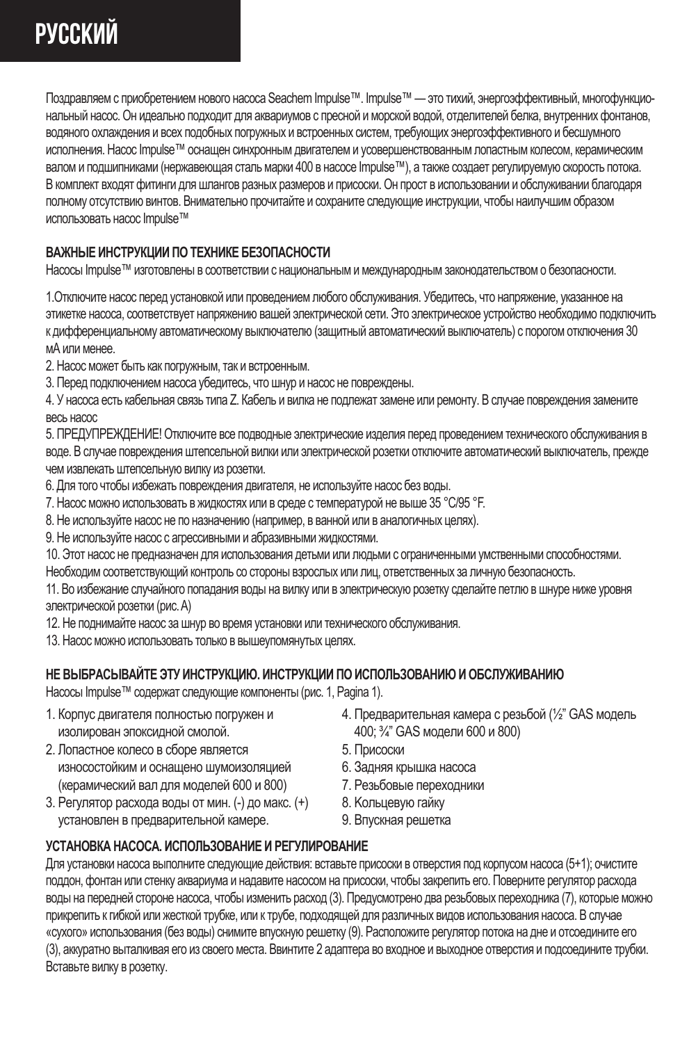# РУССКИЙ

Поздравляем с приобретением нового насоса Seachem Impulse™. Impulse™ — это тихий, энергоэффективный, многофункциональный насос. Он идеально подходит для аквариумов с пресной и морской водой, отделителей белка, внутренних фонтанов, водяного охлаждения и всех подобных погружных и встроенных систем, требующих энергоэффективного и бесшумного исполнения. Насос Impulse™ оснащен синхронным двигателем и усовершенствованным лопастным колесом, керамическим валом и подшипниками (нержавеющая сталь марки 400 в насосе Impulse™), а также создает регулируемую скорость потока. В комплект входят фитинги для шлангов разных размеров и присоски. Он прост в использовании и обслуживании благодаря полному отсутствию винтов. Внимательно прочитайте и сохраните следующие инструкции, чтобы наилучшим образом использовать насос Impulse™

**ВАЖНЫЕ ИНСТРУКЦИИ ПО ТЕХНИКЕ БЕЗОПАСНОСТИ**

Насосы Impulse™ изготовлены в соответствии с национальным и международным законодательством о безопасности.

1.Отключите насос перед установкой или проведением любого обслуживания. Убедитесь, что напряжение, указанное на этикетке насоса, соответствует напряжению вашей электрической сети. Это электрическое устройство необходимо подключить к дифференциальному автоматическому выключателю (защитный автоматический выключатель) с порогом отключения 30 мА или менее.
2. Насос может быть как погружным, так и встроенным.
3. Перед подключением насоса убедитесь, что шнур и насос не повреждены.
4. У насоса есть кабельная связь типа Z. Кабель и вилка не подлежат замене или ремонту. В случае повреждения замените весь насос
5. ПРЕДУПРЕЖДЕНИЕ! Отключите все подводные электрические изделия перед проведением технического обслуживания в воде. В случае повреждения штепсельной вилки или электрической розетки отключите автоматический выключатель, прежде чем извлекать штепсельную вилку из розетки.
6. Для того чтобы избежать повреждения двигателя, не используйте насос без воды.
7. Насос можно использовать в жидкостях или в среде с температурой не выше 35 °C/95 °F.
8. Не используйте насос не по назначению (например, в ванной или в аналогичных целях).
9. Не используйте насос с агрессивными и абразивными жидкостями.
10. Этот насос не предназначен для использования детьми или людьми с ограниченными умственными способностями. Необходим соответствующий контроль со стороны взрослых или лиц, ответственных за личную безопасность.
11. Во избежание случайного попадания воды на вилку или в электрическую розетку сделайте петлю в шнуре ниже уровня электрической розетки (рис. A)
12. Не поднимайте насос за шнур во время установки или технического обслуживания.
13. Насос можно использовать только в вышеупомянутых целях.

**НЕ ВЫБРАСЫВАЙТЕ ЭТУ ИНСТРУКЦИЮ. ИНСТРУКЦИИ ПО ИСПОЛЬЗОВАНИЮ И ОБСЛУЖИВАНИЮ**

Насосы Impulse™ содержат следующие компоненты (рис. 1, Pagina 1).

1. Корпус двигателя полностью погружен и изолирован эпоксидной смолой.
2. Лопастное колесо в сборе является износостойким и оснащено шумоизоляцией (керамический вал для моделей 600 и 800)
3. Регулятор расхода воды от мин. (-) до макс. (+) установлен в предварительной камере.
4. Предварительная камера с резьбой (½" GAS модель 400; ¾" GAS модели 600 и 800)
5. Присоски
6. Задняя крышка насоса
7. Резьбовые переходники
8. Кольцевую гайку
9. Впускная решетка

**УСТАНОВКА НАСОСА. ИСПОЛЬЗОВАНИЕ И РЕГУЛИРОВАНИЕ**

Для установки насоса выполните следующие действия: вставьте присоски в отверстия под корпусом насоса (5+1); очистите поддон, фонтан или стенку аквариума и надавите насосом на присоски, чтобы закрепить его. Поверните регулятор расхода воды на передней стороне насоса, чтобы изменить расход (3). Предусмотрено два резьбовых переходника (7), которые можно прикрепить к гибкой или жесткой трубке, или к трубе, подходящей для различных видов использования насоса. В случае «сухого» использования (без воды) снимите впускную решетку (9). Расположите регулятор потока на дне и отсоедините его (3), аккуратно выталкивая его из своего места. Ввинтите 2 адаптера во входное и выходное отверстия и подсоедините трубки. Вставьте вилку в розетку.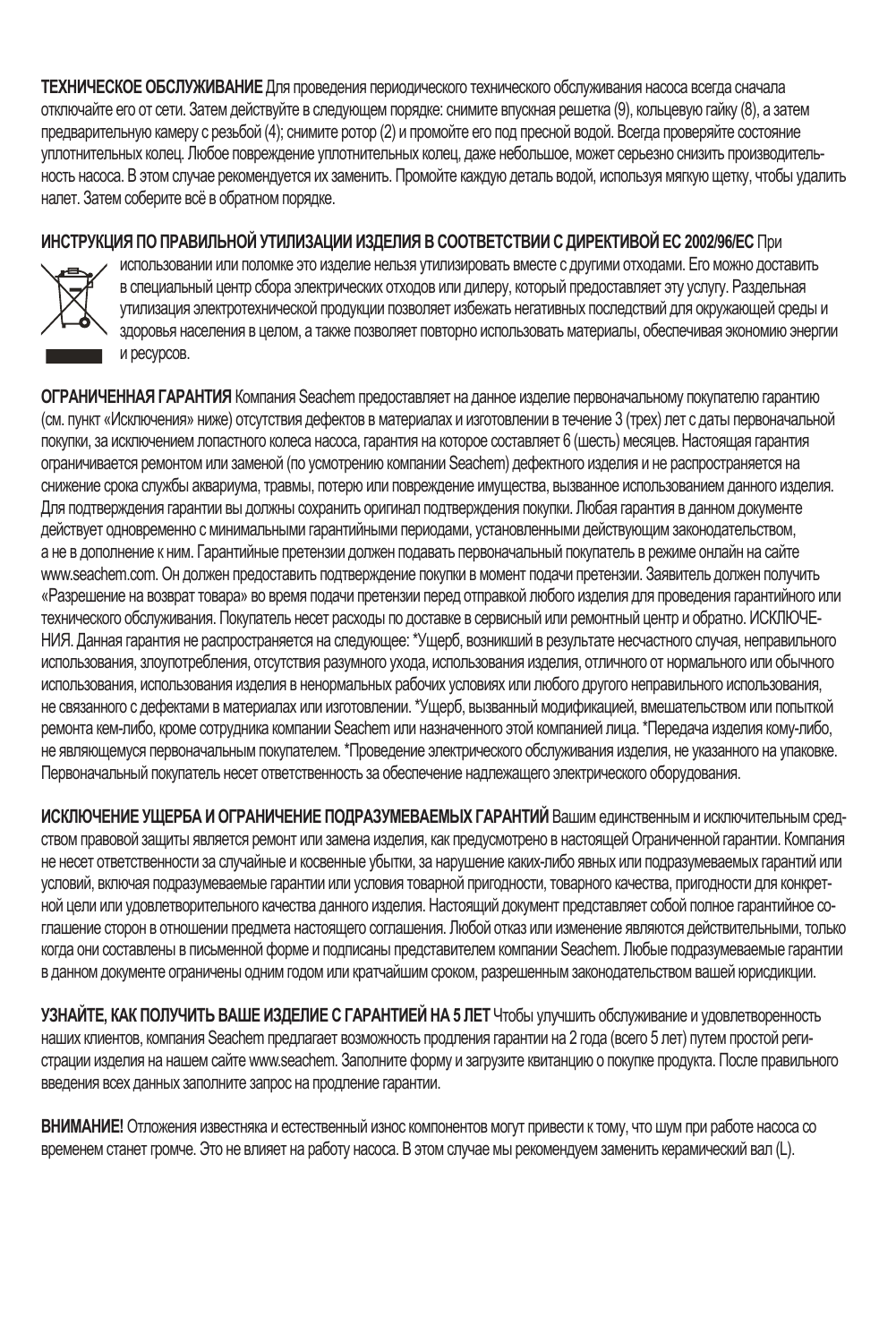**ТЕХНИЧЕСКОЕ ОБСЛУЖИВАНИЕ** Для проведения периодического технического обслуживания насоса всегда сначала отключайте его от сети. Затем действуйте в следующем порядке: снимите впускная решетка (9), кольцевую гайку (8), а затем предварительную камеру с резьбой (4); снимите ротор (2) и промойте его под пресной водой. Всегда проверяйте состояние уплотнительных колец. Любое повреждение уплотнительных колец, даже небольшое, может серьезно снизить производительность насоса. В этом случае рекомендуется их заменить. Промойте каждую деталь водой, используя мягкую щетку, чтобы удалить налет. Затем соберите всё в обратном порядке.

**ИНСТРУКЦИЯ ПО ПРАВИЛЬНОЙ УТИЛИЗАЦИИ ИЗДЕЛИЯ В СООТВЕТСТВИИ С ДИРЕКТИВОЙ ЕС 2002/96/ЕС** При использовании или поломке это изделие нельзя утилизировать вместе с другими отходами. Его можно доставить в специальный центр сбора электрических отходов или дилеру, который предоставляет эту услугу. Раздельная утилизация электротехнической продукции позволяет избежать негативных последствий для окружающей среды и здоровья населения в целом, а также позволяет повторно использовать материалы, обеспечивая экономию энергии и ресурсов.

**ОГРАНИЧЕННАЯ ГАРАНТИЯ** Компания Seachem предоставляет на данное изделие первоначальному покупателю гарантию (см. пункт «Исключения» ниже) отсутствия дефектов в материалах и изготовлении в течение 3 (трех) лет с даты первоначальной покупки, за исключением лопастного колеса насоса, гарантия на которое составляет 6 (шесть) месяцев. Настоящая гарантия ограничивается ремонтом или заменой (по усмотрению компании Seachem) дефектного изделия и не распространяется на снижение срока службы аквариума, травмы, потерю или повреждение имущества, вызванное использованием данного изделия. Для подтверждения гарантии вы должны сохранить оригинал подтверждения покупки. Любая гарантия в данном документе действует одновременно с минимальными гарантийными периодами, установленными действующим законодательством, а не в дополнение к ним. Гарантийные претензии должен подавать первоначальный покупатель в режиме онлайн на сайте www.seachem.com. Он должен предоставить подтверждение покупки в момент подачи претензии. Заявитель должен получить «Разрешение на возврат товара» во время подачи претензии перед отправкой любого изделия для проведения гарантийного или технического обслуживания. Покупатель несет расходы по доставке в сервисный или ремонтный центр и обратно. ИСКЛЮЧЕНИЯ. Данная гарантия не распространяется на следующее: *Ущерб, возникший в результате несчастного случая, неправильного использования, злоупотребления, отсутствия разумного ухода, использования изделия, отличного от нормального или обычного использования, использования изделия в ненормальных рабочих условиях или любого другого неправильного использования, не связанного с дефектами в материалах или изготовлении. *Ущерб, вызванный модификацией, вмешательством или попыткой ремонта кем-либо, кроме сотрудника компании Seachem или назначенного этой компанией лица. *Передача изделия кому-либо, не являющемуся первоначальным покупателем. *Проведение электрического обслуживания изделия, не указанного на упаковке. Первоначальный покупатель несет ответственность за обеспечение надлежащего электрического оборудования.

**ИСКЛЮЧЕНИЕ УЩЕРБА И ОГРАНИЧЕНИЕ ПОДРАЗУМЕВАЕМЫХ ГАРАНТИЙ** Вашим единственным и исключительным средством правовой защиты является ремонт или замена изделия, как предусмотрено в настоящей Ограниченной гарантии. Компания не несет ответственности за случайные и косвенные убытки, за нарушение каких-либо явных или подразумеваемых гарантий или условий, включая подразумеваемые гарантии или условия товарной пригодности, товарного качества, пригодности для конкретной цели или удовлетворительного качества данного изделия. Настоящий документ представляет собой полное гарантийное соглашение сторон в отношении предмета настоящего соглашения. Любой отказ или изменение являются действительными, только когда они составлены в письменной форме и подписаны представителем компании Seachem. Любые подразумеваемые гарантии в данном документе ограничены одним годом или кратчайшим сроком, разрешенным законодательством вашей юрисдикции.

**УЗНАЙТЕ, КАК ПОЛУЧИТЬ ВАШЕ ИЗДЕЛИЕ С ГАРАНТИЕЙ НА 5 ЛЕТ** Чтобы улучшить обслуживание и удовлетворенность наших клиентов, компания Seachem предлагает возможность продления гарантии на 2 года (всего 5 лет) путем простой регистрации изделия на нашем сайте www.seachem. Заполните форму и загрузите квитанцию о покупке продукта. После правильного введения всех данных заполните запрос на продление гарантии.

**ВНИМАНИЕ!** Отложения известняка и естественный износ компонентов могут привести к тому, что шум при работе насоса со временем станет громче. Это не влияет на работу насоса. В этом случае мы рекомендуем заменить керамический вал (L).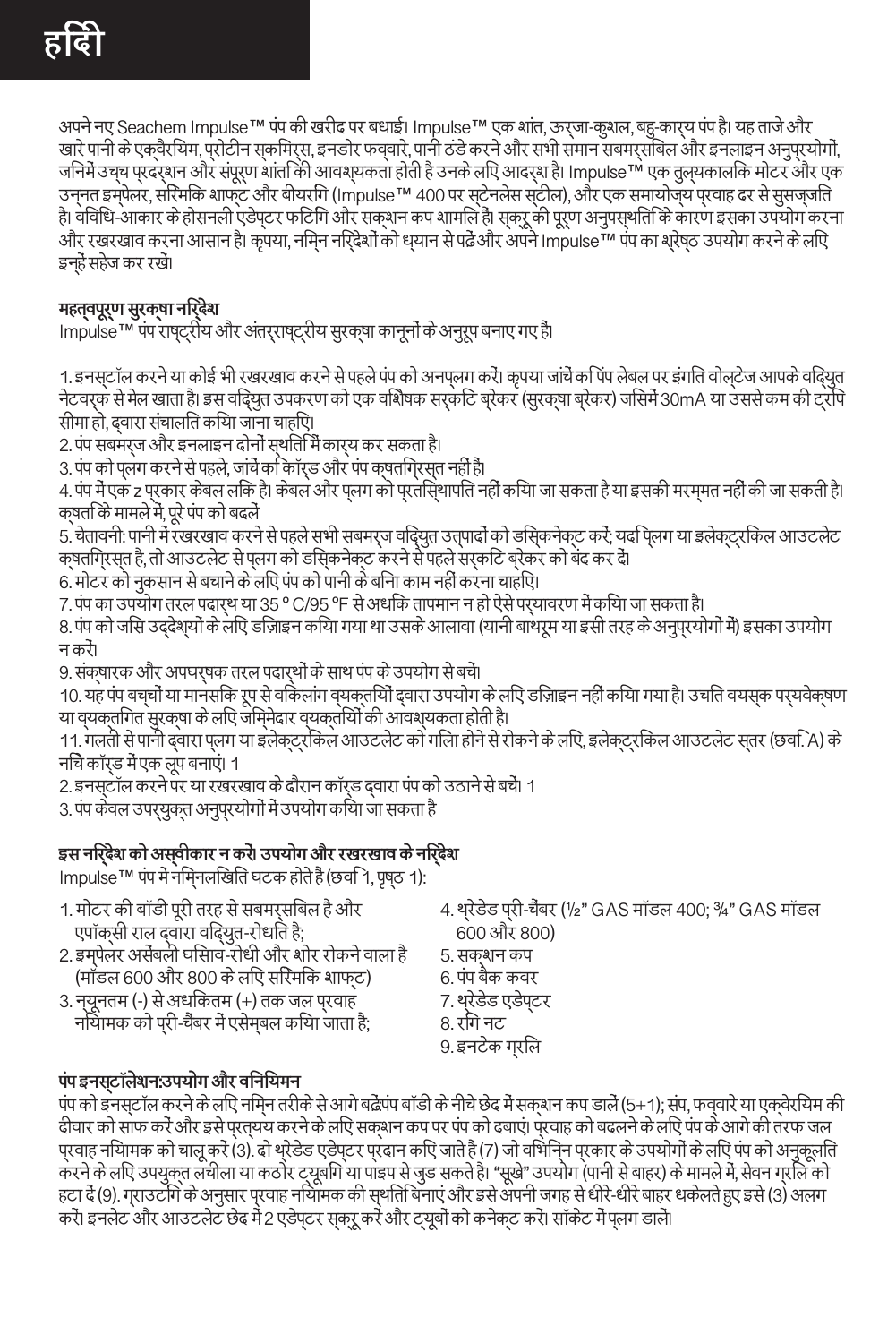# हिंदी

अपने नए Seachem Impulse™ पंप की खरीद पर बधाई। Impulse™ एक शांत, ऊर्जा-कुशल, बहु-कार्य पंप है। यह ताजे और खारे पानी के एक्वेरियम, प्रोटीन स्कीमर्स, इनडोर फव्वारे, पानी ठंडे करने और सभी समान सबमर्सिबल और इनलाइन अनुप्रयोगों, जिनमें उच्च प्रदर्शन और संपूर्ण शांति की आवश्यकता होती है उनके लिए आदर्श है। Impulse™ एक तुल्यकालिक मोटर और एक उन्नत इम्पेलर, सिरेमिक शाफ्ट और बीयरिंग (Impulse™ 400 पर स्टेनलेस स्टील), और एक समायोज्य प्रवाह दर से सुसज्जित है। विविध-आकार के होसनली एडेप्टर फिटिंग और सक्शन कप शामिल हैं। स्क्रू की पूर्ण अनुपस्थिति के कारण इसका उपयोग करना और रखरखाव करना आसान है। कृपया, निम्न निर्देशों को ध्यान से पढ़ें और अपने Impulse™ पंप का श्रेष्ठ उपयोग करने के लिए इन्हें सहेज कर रखें।

## महत्वपूर्ण सुरक्षा निर्देश

Impulse™ पंप राष्ट्रीय और अंतर्राष्ट्रीय सुरक्षा कानूनों के अनुरूप बनाए गए हैं।

1. इनस्टॉल करने या कोई भी रखरखाव करने से पहले पंप को अनप्लग करें। कृपया जांचें कि पंप लेबल पर इंगित वोल्टेज आपके विद्युत नेटवर्क से मेल खाता है। इस विद्युत उपकरण को एक विभेदक सर्किट ब्रेकर (सुरक्षा ब्रेकर) जिसमें 30mA या उससे कम की ट्रिप सीमा हो, द्वारा संचालित किया जाना चाहिए।
2. पंप सबमर्ज और इनलाइन दोनों स्थिति में कार्य कर सकता है।
3. पंप को प्लग करने से पहले, जांचें कि कॉर्ड और पंप क्षतिग्रस्त नहीं हैं।
4. पंप में एक z प्रकार केबल लिंक है। केबल और प्लग को प्रतिस्थापित नहीं किया जा सकता है या इसकी मरम्मत नहीं की जा सकती है। क्षति के मामले में, पूरे पंप को बदलें
5. चेतावनी: पानी में रखरखाव करने से पहले सभी सबमर्ज विद्युत उत्पादों को डिस्किनेक्ट करें; यदि प्लग या इलेक्ट्रिकल आउटलेट क्षतिग्रस्त है, तो आउटलेट से प्लग को डिस्किनेक्ट करने से पहले सर्किट ब्रेकर को बंद कर दें।
6. मोटर को नुकसान से बचाने के लिए पंप को पानी के बिना काम नहीं करना चाहिए।
7. पंप का उपयोग तरल पदार्थ या 35 ° C/95 °F से अधिक तापमान न हो ऐसे पर्यावरण में किया जा सकता है।
8. पंप को जिस उद्देश्यों के लिए डिज़ाइन किया गया था उसके आलावा (यानी बाथरूम या इसी तरह के अनुप्रयोगों में) इसका उपयोग न करें।
9. संक्षारक और अपघर्षक तरल पदार्थों के साथ पंप के उपयोग से बचें।
10. यह पंप बच्चों या मानसिक रूप से विकलांग व्यक्तियों द्वारा उपयोग के लिए डिज़ाइन नहीं किया गया है। उचित वयस्क पर्यवेक्षण या व्यक्तिगत सुरक्षा के लिए जिम्मेदार व्यक्तियों की आवश्यकता होती है।
11. गलती से पानी द्वारा प्लग या इलेक्ट्रिकल आउटलेट को गिला होने से रोकने के लिए, इलेक्ट्रिकल आउटलेट स्तर (छवि. A) के नीचे कॉर्ड में एक लूप बनाएं। 1
2. इनस्टॉल करने पर या रखरखाव के दौरान कॉर्ड द्वारा पंप को उठाने से बचें। 1
3. पंप केवल उपर्युक्त अनुप्रयोगों में उपयोग किया जा सकता है

## इस निर्देश को अस्वीकार न करें। उपयोग और रखरखाव के निर्देश

Impulse™ पंप में निम्नलिखित घटक होते हैं (छवि 1, पृष्ठ 1):

1. मोटर की बॉडी पूरी तरह से सबमर्सिबल है और एपॉक्सी राल द्वारा विद्युत-रोधित है;
2. इम्पेलर असेंबली घिसाव-रोधी और शोर रोकने वाला है (मॉडल 600 और 800 के लिए सिरेमिक शाफ्ट)
3. न्यूनतम (-) से अधिकतम (+) तक जल प्रवाह नियामक को प्री-चैंबर में एसेम्बल किया जाता है;
4. थ्रेडेड प्री-चैंबर (½” GAS मॉडल 400; ¾” GAS मॉडल 600 और 800)
5. सक्शन कप
6. पंप बैक कवर
7. थ्रेडेड एडेप्टर
8. रिंग नट
9. इनटेक ग्रिल

## पंप इनस्टॉलेशन:उपयोग और विनियमन

पंप को इनस्टॉल करने के लिए निम्न तरीके से आगे बढ़ें:पंप बॉडी के नीचे छेद में सक्शन कप डालें (5+1); संप, फव्वारे या एक्वेरियम की दीवार को साफ करें और इसे प्रत्यय करने के लिए सक्शन कप पर पंप को दबाएं। प्रवाह को बदलने के लिए पंप के आगे की तरफ जल प्रवाह नियामक को चालू करें (3). दो थ्रेडेड एडेप्टर प्रदान किए जाते हैं (7) जो विभिन्न प्रकार के उपयोगों के लिए पंप को अनुकूलित करने के लिए उपयुक्त लचीला या कठोर ट्यूबिंग या पाइप से जुड़ सकते हैं। “सूखे” उपयोग (पानी से बाहर) के मामले में, सेवन ग्रिल को हटा दें (9). ग्राउटिंग के अनुसार प्रवाह नियामक की स्थिति बनाएं और इसे अपनी जगह से धीरे-धीरे बाहर धकेलते हुए इसे (3) अलग करें। इनलेट और आउटलेट छेद में 2 एडेप्टर स्क्रू करें और ट्यूबों को कनेक्ट करें। सॉकेट में प्लग डालें।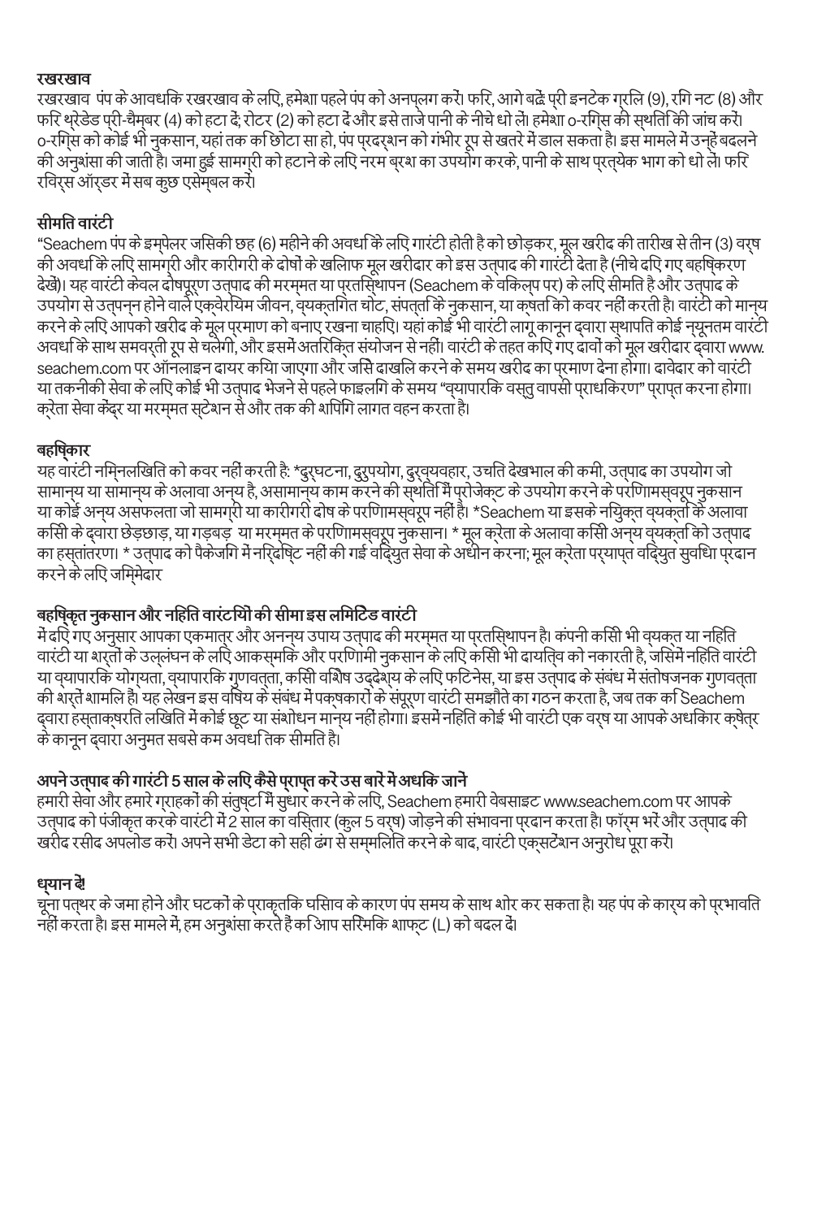### रखरखाव

रखरखाव पंप के आवधिक रखरखाव के लिए, हमेशा पहले पंप को अनप्लग करें। फिर, आगे बढ़ें प्री इनटेक ग्रिल (9), रिंग नट (8) और फिर थ्रेडेड प्री-चैम्बर (4) को हटा दें; रोटर (2) को हटा दें और इसे ताजे पानी के नीचे धो लें। हमेशा o-रिंग्स की स्थिति की जांच करें। o-रिंग्स को कोई भी नुकसान, यहां तक कि छोटा सा हो, पंप प्रदर्शन को गंभीर रूप से खतरे में डाल सकता है। इस मामले में उन्हें बदलने की अनुशंसा की जाती है। जमा हुई सामग्री को हटाने के लिए नरम ब्रश का उपयोग करके, पानी के साथ प्रत्येक भाग को धो लें। फिर रिवर्स ऑर्डर में सब कुछ एसेम्बल करें।

### सीमित वारंटी

"Seachem पंप के इम्पेलर जिसकी छह (6) महीने की अवधि के लिए गारंटी होती है को छोड़कर, मूल खरीद की तारीख से तीन (3) वर्ष की अवधि के लिए सामग्री और कारीगरी के दोषों के खिलाफ मूल खरीदार को इस उत्पाद की गारंटी देता है (नीचे दिए गए बहिष्करण देखें)। यह वारंटी केवल दोषपूर्ण उत्पाद की मरम्मत या प्रतिस्थापन (Seachem के विकल्प पर) के लिए सीमित है और उत्पाद के उपयोग से उत्पन्न होने वाले एक्वेरियम जीवन, व्यक्तिगत चोट, संपत्ति के नुकसान, या क्षति को कवर नहीं करती है। वारंटी को मान्य करने के लिए आपको खरीद के मूल प्रमाण को बनाए रखना चाहिए। यहां कोई भी वारंटी लागू कानून द्वारा स्थापित कोई न्यूनतम वारंटी अवधि के साथ समवर्ती रूप से चलेगी, और इसमें अतिरिक्त संयोजन से नहीं। वारंटी के तहत किए गए दावों को मूल खरीदार द्वारा www.seachem.com पर ऑनलाइन दायर किया जाएगा और जिसे दाखिल करने के समय खरीद का प्रमाण देना होगा। दावेदार को वारंटी या तकनीकी सेवा के लिए कोई भी उत्पाद भेजने से पहले फाइलिंग के समय "व्यापारिक वस्तु वापसी प्राधिकरण" प्राप्त करना होगा। क्रेता सेवा केंद्र या मरम्मत स्टेशन से और तक की शिपिंग लागत वहन करता है।

### बहिष्कार

यह वारंटी निम्नलिखित को कवर नहीं करती है: *दुर्घटना, दुरुपयोग, दुर्व्यवहार, उचित देखभाल की कमी, उत्पाद का उपयोग जो सामान्य या सामान्य के अलावा अन्य है, असामान्य काम करने की स्थिति में प्रोजेक्ट के उपयोग करने के परिणामस्वरूप नुकसान या कोई अन्य असफलता जो सामग्री या कारीगरी दोष के परिणामस्वरूप नहीं है। *Seachem या इसके नियुक्त व्यक्ति के अलावा किसी के द्वारा छेड़छाड़, या गड़बड़ या मरम्मत के परिणामस्वरूप नुकसान। * मूल क्रेता के अलावा किसी अन्य व्यक्ति को उत्पाद का हस्तांतरण। * उत्पाद को पैकेजिंग में निर्दिष्ट नहीं की गई विद्युत सेवा के अधीन करना; मूल क्रेता पर्याप्त विद्युत सुविधा प्रदान करने के लिए जिम्मेदार

### बहिष्कृत नुकसान और निहित वारंटियों की सीमा इस लिमिटेड वारंटी

में दिए गए अनुसार आपका एकमात्र और अनन्य उपाय उत्पाद की मरम्मत या प्रतिस्थापन है। कंपनी किसी भी व्यक्त या निहित वारंटी या शर्तों के उल्लंघन के लिए आकस्मिक और परिणामी नुकसान के लिए किसी भी दायित्व को नकारती है, जिसमें निहित वारंटी या व्यापारिक योग्यता, व्यापारिक गुणवत्ता, किसी विशेष उद्देश्य के लिए फिटनेस, या इस उत्पाद के संबंध में संतोषजनक गुणवत्ता की शर्तें शामिल हैं। यह लेखन इस विषय के संबंध में पक्षकारों के संपूर्ण वारंटी समझौते का गठन करता है, जब तक कि Seachem द्वारा हस्ताक्षरित लिखित में कोई छूट या संशोधन मान्य नहीं होगा। इसमें निहित कोई भी वारंटी एक वर्ष या आपके अधिकार क्षेत्र के कानून द्वारा अनुमत सबसे कम अवधि तक सीमित है।

### अपने उत्पाद की गारंटी 5 साल के लिए कैसे प्राप्त करें उस बारें में अधिक जानें

हमारी सेवा और हमारे ग्राहकों की संतुष्टि में सुधार करने के लिए, Seachem हमारी वेबसाइट www.seachem.com पर आपके उत्पाद को पंजीकृत करके वारंटी में 2 साल का विस्तार (कुल 5 वर्ष) जोड़ने की संभावना प्रदान करता है। फॉर्म भरें और उत्पाद की खरीद रसीद अपलोड करें। अपने सभी डेटा को सही ढंग से सम्मिलित करने के बाद, वारंटी एक्सटेंशन अनुरोध पूरा करें।

### ध्यान दें!

चूना पत्थर के जमा होने और घटकों के प्राकृतिक घिसाव के कारण पंप समय के साथ शोर कर सकता है। यह पंप के कार्य को प्रभावित नहीं करता है। इस मामले में, हम अनुशंसा करते हैं कि आप सिरेमिक शाफ्ट (L) को बदल दें।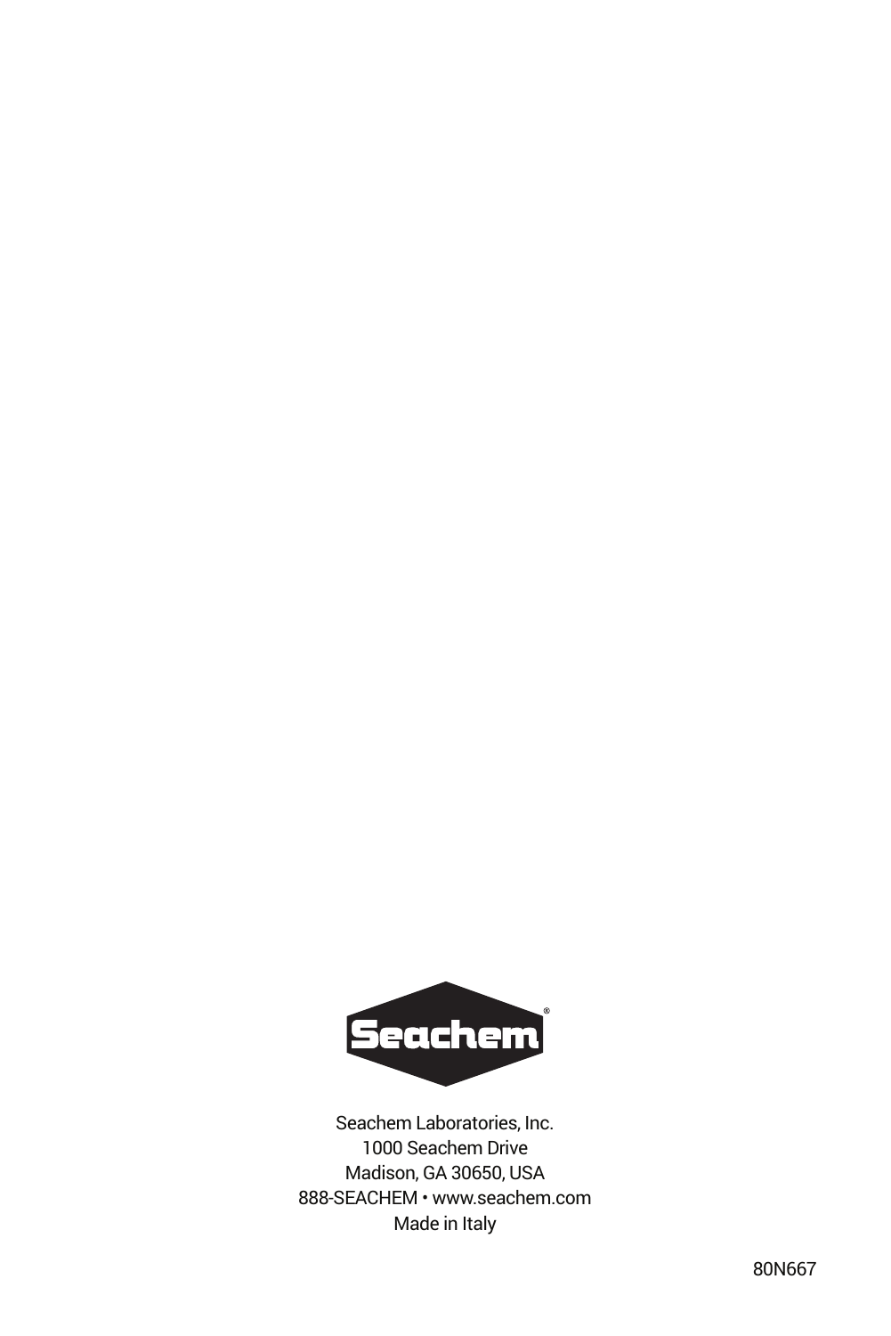Seachem®

Seachem Laboratories, Inc.
1000 Seachem Drive
Madison, GA 30650, USA
888-SEACHEM • www.seachem.com
Made in Italy

80N667